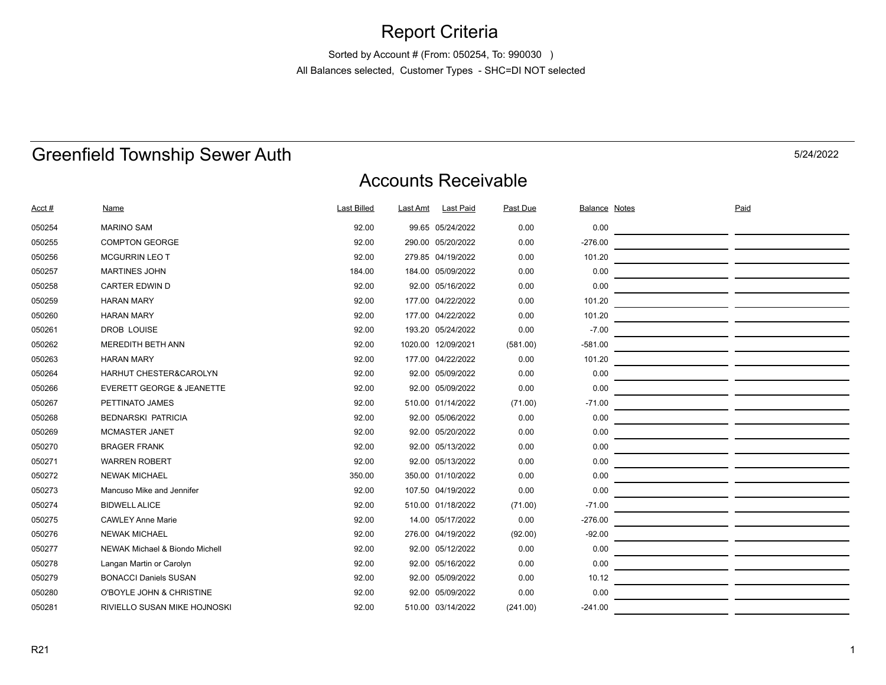# Report Criteria

Sorted by Account # (From: 050254, To: 990030 )

All Balances selected, Customer Types - SHC=DI NOT selected

## Greenfield Township Sewer Auth

5/24/2022

## Accounts Receivable

| Acct # | Name | Last Billed | Last Amt | Last Paid | Past Due | Balance | Notes | Paid |
|---|---|---|---|---|---|---|---|---|
| 050254 | MARINO SAM | 92.00 | 99.65 | 05/24/2022 | 0.00 | 0.00 | | |
| 050255 | COMPTON GEORGE | 92.00 | 290.00 | 05/20/2022 | 0.00 | -276.00 | | |
| 050256 | MCGURRIN LEO T | 92.00 | 279.85 | 04/19/2022 | 0.00 | 101.20 | | |
| 050257 | MARTINES JOHN | 184.00 | 184.00 | 05/09/2022 | 0.00 | 0.00 | | |
| 050258 | CARTER EDWIN D | 92.00 | 92.00 | 05/16/2022 | 0.00 | 0.00 | | |
| 050259 | HARAN MARY | 92.00 | 177.00 | 04/22/2022 | 0.00 | 101.20 | | |
| 050260 | HARAN MARY | 92.00 | 177.00 | 04/22/2022 | 0.00 | 101.20 | | |
| 050261 | DROB LOUISE | 92.00 | 193.20 | 05/24/2022 | 0.00 | -7.00 | | |
| 050262 | MEREDITH BETH ANN | 92.00 | 1020.00 | 12/09/2021 | (581.00) | -581.00 | | |
| 050263 | HARAN MARY | 92.00 | 177.00 | 04/22/2022 | 0.00 | 101.20 | | |
| 050264 | HARHUT CHESTER&CAROLYN | 92.00 | 92.00 | 05/09/2022 | 0.00 | 0.00 | | |
| 050266 | EVERETT GEORGE & JEANETTE | 92.00 | 92.00 | 05/09/2022 | 0.00 | 0.00 | | |
| 050267 | PETTINATO JAMES | 92.00 | 510.00 | 01/14/2022 | (71.00) | -71.00 | | |
| 050268 | BEDNARSKI PATRICIA | 92.00 | 92.00 | 05/06/2022 | 0.00 | 0.00 | | |
| 050269 | MCMASTER JANET | 92.00 | 92.00 | 05/20/2022 | 0.00 | 0.00 | | |
| 050270 | BRAGER FRANK | 92.00 | 92.00 | 05/13/2022 | 0.00 | 0.00 | | |
| 050271 | WARREN ROBERT | 92.00 | 92.00 | 05/13/2022 | 0.00 | 0.00 | | |
| 050272 | NEWAK MICHAEL | 350.00 | 350.00 | 01/10/2022 | 0.00 | 0.00 | | |
| 050273 | Mancuso Mike and Jennifer | 92.00 | 107.50 | 04/19/2022 | 0.00 | 0.00 | | |
| 050274 | BIDWELL ALICE | 92.00 | 510.00 | 01/18/2022 | (71.00) | -71.00 | | |
| 050275 | CAWLEY Anne Marie | 92.00 | 14.00 | 05/17/2022 | 0.00 | -276.00 | | |
| 050276 | NEWAK MICHAEL | 92.00 | 276.00 | 04/19/2022 | (92.00) | -92.00 | | |
| 050277 | NEWAK Michael & Biondo Michell | 92.00 | 92.00 | 05/12/2022 | 0.00 | 0.00 | | |
| 050278 | Langan Martin or Carolyn | 92.00 | 92.00 | 05/16/2022 | 0.00 | 0.00 | | |
| 050279 | BONACCI Daniels SUSAN | 92.00 | 92.00 | 05/09/2022 | 0.00 | 10.12 | | |
| 050280 | O'BOYLE JOHN & CHRISTINE | 92.00 | 92.00 | 05/09/2022 | 0.00 | 0.00 | | |
| 050281 | RIVIELLO SUSAN MIKE HOJNOSKI | 92.00 | 510.00 | 03/14/2022 | (241.00) | -241.00 | | |

R21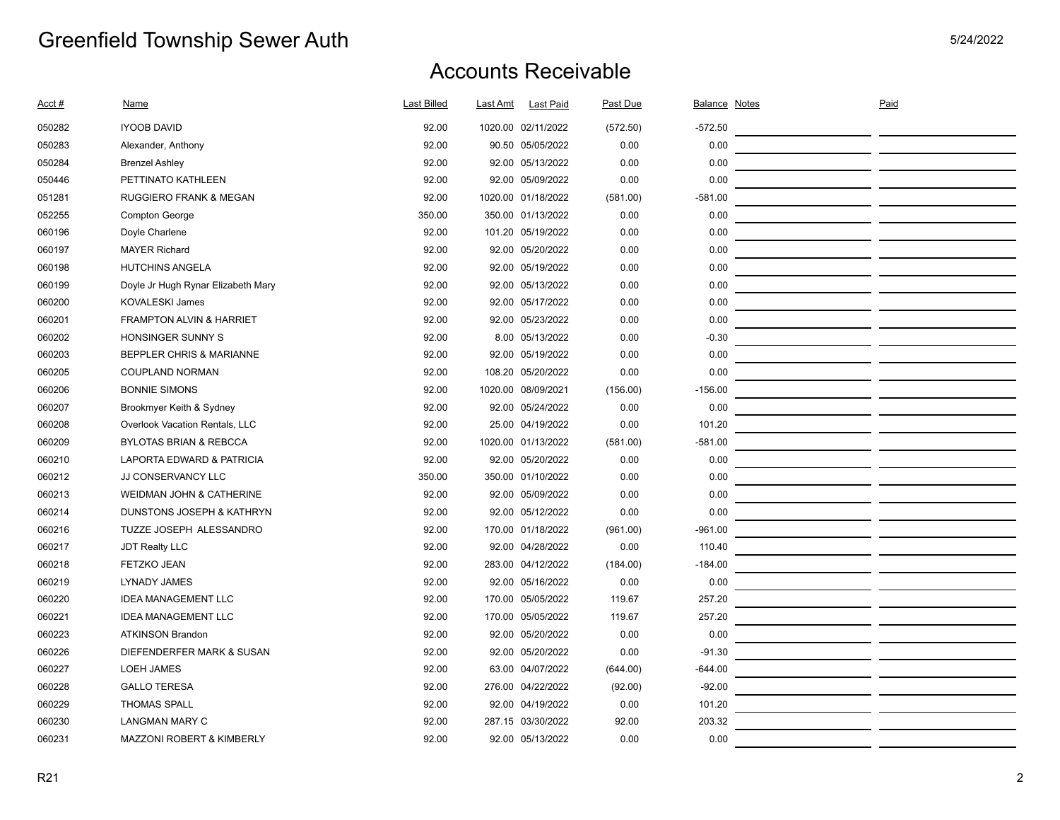# Greenfield Township Sewer Auth

5/24/2022

## Accounts Receivable

| Acct # | Name | Last Billed | Last Amt | Last Paid | Past Due | Balance | Notes | Paid |
|---|---|---|---|---|---|---|---|---|
| 050282 | IYOOB DAVID | 92.00 | 1020.00 | 02/11/2022 | (572.50) | -572.50 | | |
| 050283 | Alexander, Anthony | 92.00 | 90.50 | 05/05/2022 | 0.00 | 0.00 | | |
| 050284 | Brenzel Ashley | 92.00 | 92.00 | 05/13/2022 | 0.00 | 0.00 | | |
| 050446 | PETTINATO KATHLEEN | 92.00 | 92.00 | 05/09/2022 | 0.00 | 0.00 | | |
| 051281 | RUGGIERO FRANK & MEGAN | 92.00 | 1020.00 | 01/18/2022 | (581.00) | -581.00 | | |
| 052255 | Compton George | 350.00 | 350.00 | 01/13/2022 | 0.00 | 0.00 | | |
| 060196 | Doyle Charlene | 92.00 | 101.20 | 05/19/2022 | 0.00 | 0.00 | | |
| 060197 | MAYER Richard | 92.00 | 92.00 | 05/20/2022 | 0.00 | 0.00 | | |
| 060198 | HUTCHINS ANGELA | 92.00 | 92.00 | 05/19/2022 | 0.00 | 0.00 | | |
| 060199 | Doyle Jr Hugh Rynar Elizabeth Mary | 92.00 | 92.00 | 05/13/2022 | 0.00 | 0.00 | | |
| 060200 | KOVALESKI James | 92.00 | 92.00 | 05/17/2022 | 0.00 | 0.00 | | |
| 060201 | FRAMPTON ALVIN & HARRIET | 92.00 | 92.00 | 05/23/2022 | 0.00 | 0.00 | | |
| 060202 | HONSINGER SUNNY S | 92.00 | 8.00 | 05/13/2022 | 0.00 | -0.30 | | |
| 060203 | BEPPLER CHRIS & MARIANNE | 92.00 | 92.00 | 05/19/2022 | 0.00 | 0.00 | | |
| 060205 | COUPLAND NORMAN | 92.00 | 108.20 | 05/20/2022 | 0.00 | 0.00 | | |
| 060206 | BONNIE SIMONS | 92.00 | 1020.00 | 08/09/2021 | (156.00) | -156.00 | | |
| 060207 | Brookmyer Keith & Sydney | 92.00 | 92.00 | 05/24/2022 | 0.00 | 0.00 | | |
| 060208 | Overlook Vacation Rentals, LLC | 92.00 | 25.00 | 04/19/2022 | 0.00 | 101.20 | | |
| 060209 | BYLOTAS BRIAN & REBCCA | 92.00 | 1020.00 | 01/13/2022 | (581.00) | -581.00 | | |
| 060210 | LAPORTA EDWARD & PATRICIA | 92.00 | 92.00 | 05/20/2022 | 0.00 | 0.00 | | |
| 060212 | JJ CONSERVANCY LLC | 350.00 | 350.00 | 01/10/2022 | 0.00 | 0.00 | | |
| 060213 | WEIDMAN JOHN & CATHERINE | 92.00 | 92.00 | 05/09/2022 | 0.00 | 0.00 | | |
| 060214 | DUNSTONS JOSEPH & KATHRYN | 92.00 | 92.00 | 05/12/2022 | 0.00 | 0.00 | | |
| 060216 | TUZZE JOSEPH ALESSANDRO | 92.00 | 170.00 | 01/18/2022 | (961.00) | -961.00 | | |
| 060217 | JDT Realty LLC | 92.00 | 92.00 | 04/28/2022 | 0.00 | 110.40 | | |
| 060218 | FETZKO JEAN | 92.00 | 283.00 | 04/12/2022 | (184.00) | -184.00 | | |
| 060219 | LYNADY JAMES | 92.00 | 92.00 | 05/16/2022 | 0.00 | 0.00 | | |
| 060220 | IDEA MANAGEMENT LLC | 92.00 | 170.00 | 05/05/2022 | 119.67 | 257.20 | | |
| 060221 | IDEA MANAGEMENT LLC | 92.00 | 170.00 | 05/05/2022 | 119.67 | 257.20 | | |
| 060223 | ATKINSON Brandon | 92.00 | 92.00 | 05/20/2022 | 0.00 | 0.00 | | |
| 060226 | DIEFENDERFER MARK & SUSAN | 92.00 | 92.00 | 05/20/2022 | 0.00 | -91.30 | | |
| 060227 | LOEH JAMES | 92.00 | 63.00 | 04/07/2022 | (644.00) | -644.00 | | |
| 060228 | GALLO TERESA | 92.00 | 276.00 | 04/22/2022 | (92.00) | -92.00 | | |
| 060229 | THOMAS SPALL | 92.00 | 92.00 | 04/19/2022 | 0.00 | 101.20 | | |
| 060230 | LANGMAN MARY C | 92.00 | 287.15 | 03/30/2022 | 92.00 | 203.32 | | |
| 060231 | MAZZONI ROBERT & KIMBERLY | 92.00 | 92.00 | 05/13/2022 | 0.00 | 0.00 | | |

R21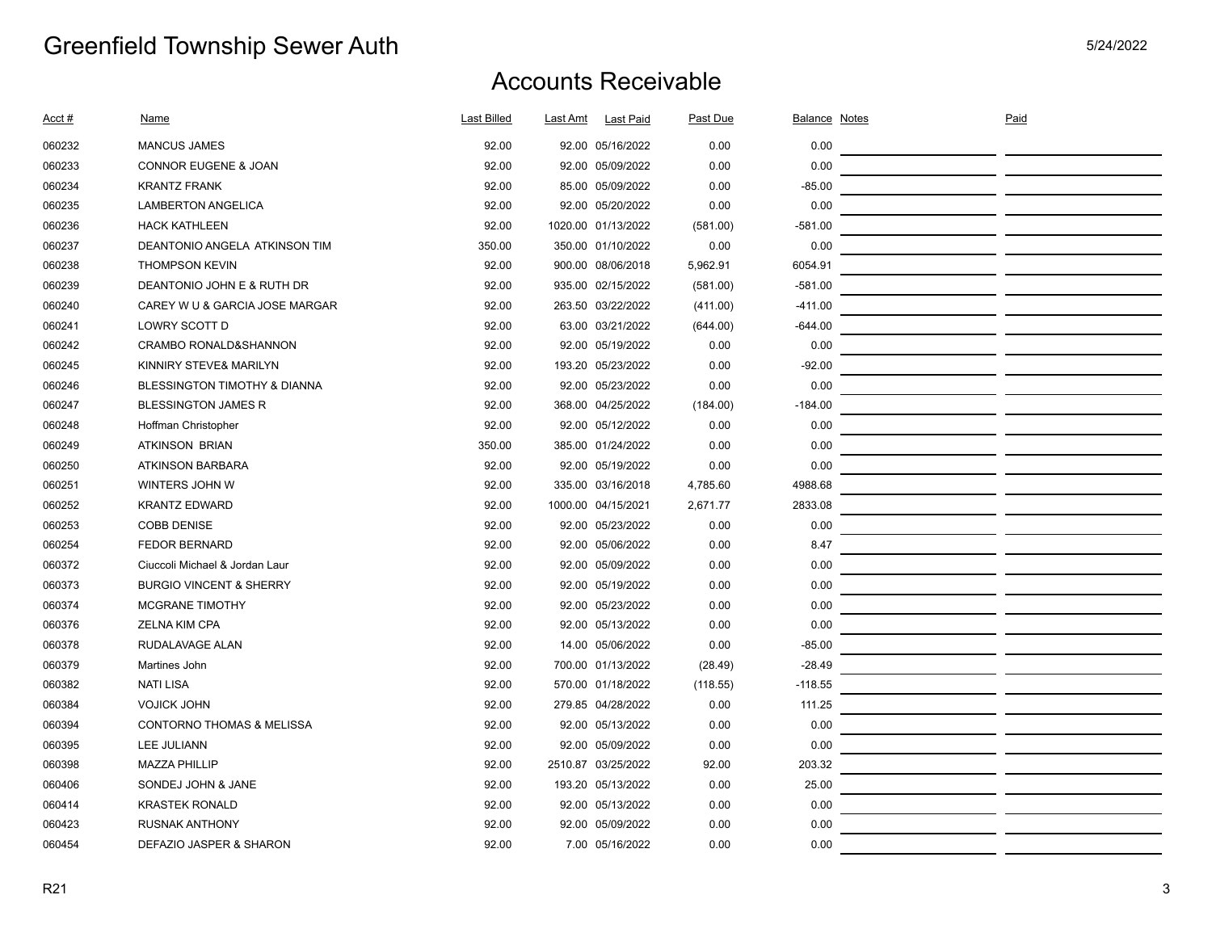# Greenfield Township Sewer Auth

5/24/2022

## Accounts Receivable

| Acct # | Name | Last Billed | Last Amt | Last Paid | Past Due | Balance | Notes | Paid |
|---|---|---|---|---|---|---|---|---|
| 060232 | MANCUS JAMES | 92.00 | 92.00 | 05/16/2022 | 0.00 | 0.00 | | |
| 060233 | CONNOR EUGENE & JOAN | 92.00 | 92.00 | 05/09/2022 | 0.00 | 0.00 | | |
| 060234 | KRANTZ FRANK | 92.00 | 85.00 | 05/09/2022 | 0.00 | -85.00 | | |
| 060235 | LAMBERTON ANGELICA | 92.00 | 92.00 | 05/20/2022 | 0.00 | 0.00 | | |
| 060236 | HACK KATHLEEN | 92.00 | 1020.00 | 01/13/2022 | (581.00) | -581.00 | | |
| 060237 | DEANTONIO ANGELA ATKINSON TIM | 350.00 | 350.00 | 01/10/2022 | 0.00 | 0.00 | | |
| 060238 | THOMPSON KEVIN | 92.00 | 900.00 | 08/06/2018 | 5,962.91 | 6054.91 | | |
| 060239 | DEANTONIO JOHN E & RUTH DR | 92.00 | 935.00 | 02/15/2022 | (581.00) | -581.00 | | |
| 060240 | CAREY W U & GARCIA JOSE MARGAR | 92.00 | 263.50 | 03/22/2022 | (411.00) | -411.00 | | |
| 060241 | LOWRY SCOTT D | 92.00 | 63.00 | 03/21/2022 | (644.00) | -644.00 | | |
| 060242 | CRAMBO RONALD&SHANNON | 92.00 | 92.00 | 05/19/2022 | 0.00 | 0.00 | | |
| 060245 | KINNIRY STEVE& MARILYN | 92.00 | 193.20 | 05/23/2022 | 0.00 | -92.00 | | |
| 060246 | BLESSINGTON TIMOTHY & DIANNA | 92.00 | 92.00 | 05/23/2022 | 0.00 | 0.00 | | |
| 060247 | BLESSINGTON JAMES R | 92.00 | 368.00 | 04/25/2022 | (184.00) | -184.00 | | |
| 060248 | Hoffman Christopher | 92.00 | 92.00 | 05/12/2022 | 0.00 | 0.00 | | |
| 060249 | ATKINSON BRIAN | 350.00 | 385.00 | 01/24/2022 | 0.00 | 0.00 | | |
| 060250 | ATKINSON BARBARA | 92.00 | 92.00 | 05/19/2022 | 0.00 | 0.00 | | |
| 060251 | WINTERS JOHN W | 92.00 | 335.00 | 03/16/2018 | 4,785.60 | 4988.68 | | |
| 060252 | KRANTZ EDWARD | 92.00 | 1000.00 | 04/15/2021 | 2,671.77 | 2833.08 | | |
| 060253 | COBB DENISE | 92.00 | 92.00 | 05/23/2022 | 0.00 | 0.00 | | |
| 060254 | FEDOR BERNARD | 92.00 | 92.00 | 05/06/2022 | 0.00 | 8.47 | | |
| 060372 | Ciuccoli Michael & Jordan Laur | 92.00 | 92.00 | 05/09/2022 | 0.00 | 0.00 | | |
| 060373 | BURGIO VINCENT & SHERRY | 92.00 | 92.00 | 05/19/2022 | 0.00 | 0.00 | | |
| 060374 | MCGRANE TIMOTHY | 92.00 | 92.00 | 05/23/2022 | 0.00 | 0.00 | | |
| 060376 | ZELNA KIM CPA | 92.00 | 92.00 | 05/13/2022 | 0.00 | 0.00 | | |
| 060378 | RUDALAVAGE ALAN | 92.00 | 14.00 | 05/06/2022 | 0.00 | -85.00 | | |
| 060379 | Martines John | 92.00 | 700.00 | 01/13/2022 | (28.49) | -28.49 | | |
| 060382 | NATI LISA | 92.00 | 570.00 | 01/18/2022 | (118.55) | -118.55 | | |
| 060384 | VOJICK JOHN | 92.00 | 279.85 | 04/28/2022 | 0.00 | 111.25 | | |
| 060394 | CONTORNO THOMAS & MELISSA | 92.00 | 92.00 | 05/13/2022 | 0.00 | 0.00 | | |
| 060395 | LEE JULIANN | 92.00 | 92.00 | 05/09/2022 | 0.00 | 0.00 | | |
| 060398 | MAZZA PHILLIP | 92.00 | 2510.87 | 03/25/2022 | 92.00 | 203.32 | | |
| 060406 | SONDEJ JOHN & JANE | 92.00 | 193.20 | 05/13/2022 | 0.00 | 25.00 | | |
| 060414 | KRASTEK RONALD | 92.00 | 92.00 | 05/13/2022 | 0.00 | 0.00 | | |
| 060423 | RUSNAK ANTHONY | 92.00 | 92.00 | 05/09/2022 | 0.00 | 0.00 | | |
| 060454 | DEFAZIO JASPER & SHARON | 92.00 | 7.00 | 05/16/2022 | 0.00 | 0.00 | | |

R21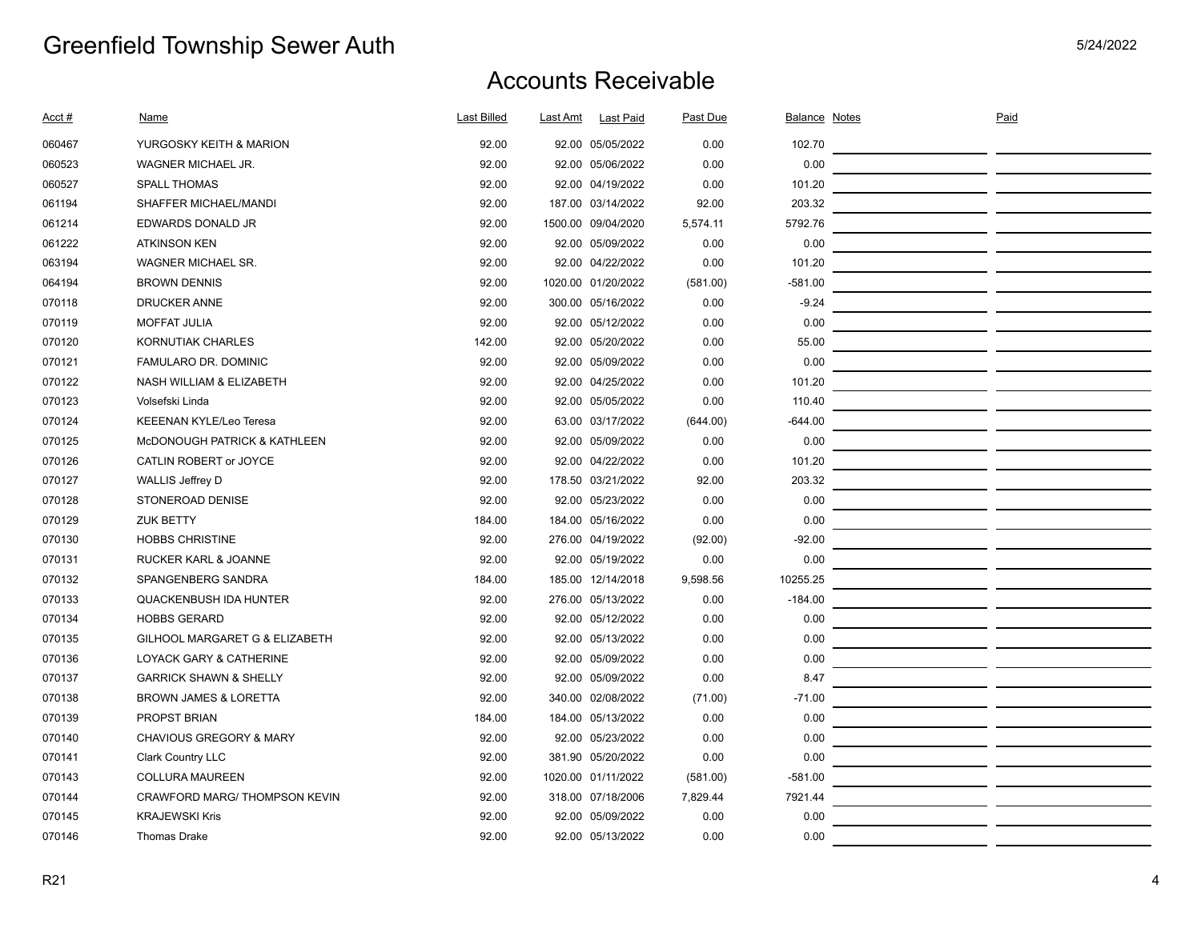# Greenfield Township Sewer Auth

5/24/2022

## Accounts Receivable

| Acct # | Name | Last Billed | Last Amt | Last Paid | Past Due | Balance | Notes | Paid |
|---|---|---|---|---|---|---|---|---|
| 060467 | YURGOSKY KEITH & MARION | 92.00 | 92.00 | 05/05/2022 | 0.00 | 102.70 | | |
| 060523 | WAGNER MICHAEL JR. | 92.00 | 92.00 | 05/06/2022 | 0.00 | 0.00 | | |
| 060527 | SPALL THOMAS | 92.00 | 92.00 | 04/19/2022 | 0.00 | 101.20 | | |
| 061194 | SHAFFER MICHAEL/MANDI | 92.00 | 187.00 | 03/14/2022 | 92.00 | 203.32 | | |
| 061214 | EDWARDS DONALD JR | 92.00 | 1500.00 | 09/04/2020 | 5,574.11 | 5792.76 | | |
| 061222 | ATKINSON KEN | 92.00 | 92.00 | 05/09/2022 | 0.00 | 0.00 | | |
| 063194 | WAGNER MICHAEL SR. | 92.00 | 92.00 | 04/22/2022 | 0.00 | 101.20 | | |
| 064194 | BROWN DENNIS | 92.00 | 1020.00 | 01/20/2022 | (581.00) | -581.00 | | |
| 070118 | DRUCKER ANNE | 92.00 | 300.00 | 05/16/2022 | 0.00 | -9.24 | | |
| 070119 | MOFFAT JULIA | 92.00 | 92.00 | 05/12/2022 | 0.00 | 0.00 | | |
| 070120 | KORNUTIAK CHARLES | 142.00 | 92.00 | 05/20/2022 | 0.00 | 55.00 | | |
| 070121 | FAMULARO DR. DOMINIC | 92.00 | 92.00 | 05/09/2022 | 0.00 | 0.00 | | |
| 070122 | NASH WILLIAM & ELIZABETH | 92.00 | 92.00 | 04/25/2022 | 0.00 | 101.20 | | |
| 070123 | Volsefski Linda | 92.00 | 92.00 | 05/05/2022 | 0.00 | 110.40 | | |
| 070124 | KEEENAN KYLE/Leo Teresa | 92.00 | 63.00 | 03/17/2022 | (644.00) | -644.00 | | |
| 070125 | McDONOUGH PATRICK & KATHLEEN | 92.00 | 92.00 | 05/09/2022 | 0.00 | 0.00 | | |
| 070126 | CATLIN ROBERT or JOYCE | 92.00 | 92.00 | 04/22/2022 | 0.00 | 101.20 | | |
| 070127 | WALLIS Jeffrey D | 92.00 | 178.50 | 03/21/2022 | 92.00 | 203.32 | | |
| 070128 | STONEROAD DENISE | 92.00 | 92.00 | 05/23/2022 | 0.00 | 0.00 | | |
| 070129 | ZUK BETTY | 184.00 | 184.00 | 05/16/2022 | 0.00 | 0.00 | | |
| 070130 | HOBBS CHRISTINE | 92.00 | 276.00 | 04/19/2022 | (92.00) | -92.00 | | |
| 070131 | RUCKER KARL & JOANNE | 92.00 | 92.00 | 05/19/2022 | 0.00 | 0.00 | | |
| 070132 | SPANGENBERG SANDRA | 184.00 | 185.00 | 12/14/2018 | 9,598.56 | 10255.25 | | |
| 070133 | QUACKENBUSH IDA HUNTER | 92.00 | 276.00 | 05/13/2022 | 0.00 | -184.00 | | |
| 070134 | HOBBS GERARD | 92.00 | 92.00 | 05/12/2022 | 0.00 | 0.00 | | |
| 070135 | GILHOOL MARGARET G & ELIZABETH | 92.00 | 92.00 | 05/13/2022 | 0.00 | 0.00 | | |
| 070136 | LOYACK GARY & CATHERINE | 92.00 | 92.00 | 05/09/2022 | 0.00 | 0.00 | | |
| 070137 | GARRICK SHAWN & SHELLY | 92.00 | 92.00 | 05/09/2022 | 0.00 | 8.47 | | |
| 070138 | BROWN JAMES & LORETTA | 92.00 | 340.00 | 02/08/2022 | (71.00) | -71.00 | | |
| 070139 | PROPST BRIAN | 184.00 | 184.00 | 05/13/2022 | 0.00 | 0.00 | | |
| 070140 | CHAVIOUS GREGORY & MARY | 92.00 | 92.00 | 05/23/2022 | 0.00 | 0.00 | | |
| 070141 | Clark Country LLC | 92.00 | 381.90 | 05/20/2022 | 0.00 | 0.00 | | |
| 070143 | COLLURA MAUREEN | 92.00 | 1020.00 | 01/11/2022 | (581.00) | -581.00 | | |
| 070144 | CRAWFORD MARG/ THOMPSON KEVIN | 92.00 | 318.00 | 07/18/2006 | 7,829.44 | 7921.44 | | |
| 070145 | KRAJEWSKI Kris | 92.00 | 92.00 | 05/09/2022 | 0.00 | 0.00 | | |
| 070146 | Thomas Drake | 92.00 | 92.00 | 05/13/2022 | 0.00 | 0.00 | | |

R21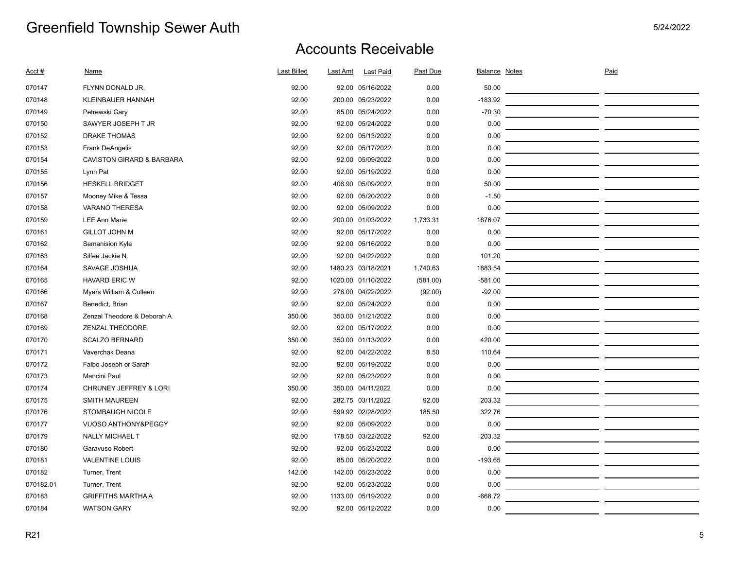# Greenfield Township Sewer Auth

5/24/2022

## Accounts Receivable

| Acct # | Name | Last Billed | Last Amt | Last Paid | Past Due | Balance | Notes | Paid |
|---|---|---|---|---|---|---|---|---|
| 070147 | FLYNN DONALD JR. | 92.00 | 92.00 | 05/16/2022 | 0.00 | 50.00 | | |
| 070148 | KLEINBAUER HANNAH | 92.00 | 200.00 | 05/23/2022 | 0.00 | -183.92 | | |
| 070149 | Petrewski Gary | 92.00 | 85.00 | 05/24/2022 | 0.00 | -70.30 | | |
| 070150 | SAWYER JOSEPH T JR | 92.00 | 92.00 | 05/24/2022 | 0.00 | 0.00 | | |
| 070152 | DRAKE THOMAS | 92.00 | 92.00 | 05/13/2022 | 0.00 | 0.00 | | |
| 070153 | Frank DeAngelis | 92.00 | 92.00 | 05/17/2022 | 0.00 | 0.00 | | |
| 070154 | CAVISTON GIRARD & BARBARA | 92.00 | 92.00 | 05/09/2022 | 0.00 | 0.00 | | |
| 070155 | Lynn Pat | 92.00 | 92.00 | 05/19/2022 | 0.00 | 0.00 | | |
| 070156 | HESKELL BRIDGET | 92.00 | 406.90 | 05/09/2022 | 0.00 | 50.00 | | |
| 070157 | Mooney Mike & Tessa | 92.00 | 92.00 | 05/20/2022 | 0.00 | -1.50 | | |
| 070158 | VARANO THERESA | 92.00 | 92.00 | 05/09/2022 | 0.00 | 0.00 | | |
| 070159 | LEE Ann Marie | 92.00 | 200.00 | 01/03/2022 | 1,733.31 | 1876.07 | | |
| 070161 | GILLOT JOHN M | 92.00 | 92.00 | 05/17/2022 | 0.00 | 0.00 | | |
| 070162 | Semanision Kyle | 92.00 | 92.00 | 05/16/2022 | 0.00 | 0.00 | | |
| 070163 | Silfee Jackie N. | 92.00 | 92.00 | 04/22/2022 | 0.00 | 101.20 | | |
| 070164 | SAVAGE JOSHUA | 92.00 | 1480.23 | 03/18/2021 | 1,740.63 | 1883.54 | | |
| 070165 | HAVARD ERIC W | 92.00 | 1020.00 | 01/10/2022 | (581.00) | -581.00 | | |
| 070166 | Myers William & Colleen | 92.00 | 276.00 | 04/22/2022 | (92.00) | -92.00 | | |
| 070167 | Benedict, Brian | 92.00 | 92.00 | 05/24/2022 | 0.00 | 0.00 | | |
| 070168 | Zenzal Theodore & Deborah A | 350.00 | 350.00 | 01/21/2022 | 0.00 | 0.00 | | |
| 070169 | ZENZAL THEODORE | 92.00 | 92.00 | 05/17/2022 | 0.00 | 0.00 | | |
| 070170 | SCALZO BERNARD | 350.00 | 350.00 | 01/13/2022 | 0.00 | 420.00 | | |
| 070171 | Vaverchak Deana | 92.00 | 92.00 | 04/22/2022 | 8.50 | 110.64 | | |
| 070172 | Falbo Joseph or Sarah | 92.00 | 92.00 | 05/19/2022 | 0.00 | 0.00 | | |
| 070173 | Mancini Paul | 92.00 | 92.00 | 05/23/2022 | 0.00 | 0.00 | | |
| 070174 | CHRUNEY JEFFREY & LORI | 350.00 | 350.00 | 04/11/2022 | 0.00 | 0.00 | | |
| 070175 | SMITH MAUREEN | 92.00 | 282.75 | 03/11/2022 | 92.00 | 203.32 | | |
| 070176 | STOMBAUGH NICOLE | 92.00 | 599.92 | 02/28/2022 | 185.50 | 322.76 | | |
| 070177 | VUOSO ANTHONY&PEGGY | 92.00 | 92.00 | 05/09/2022 | 0.00 | 0.00 | | |
| 070179 | NALLY MICHAEL T | 92.00 | 178.50 | 03/22/2022 | 92.00 | 203.32 | | |
| 070180 | Garavuso Robert | 92.00 | 92.00 | 05/23/2022 | 0.00 | 0.00 | | |
| 070181 | VALENTINE LOUIS | 92.00 | 85.00 | 05/20/2022 | 0.00 | -193.65 | | |
| 070182 | Turner, Trent | 142.00 | 142.00 | 05/23/2022 | 0.00 | 0.00 | | |
| 070182.01 | Turner, Trent | 92.00 | 92.00 | 05/23/2022 | 0.00 | 0.00 | | |
| 070183 | GRIFFITHS MARTHA A | 92.00 | 1133.00 | 05/19/2022 | 0.00 | -668.72 | | |
| 070184 | WATSON GARY | 92.00 | 92.00 | 05/12/2022 | 0.00 | 0.00 | | |

R21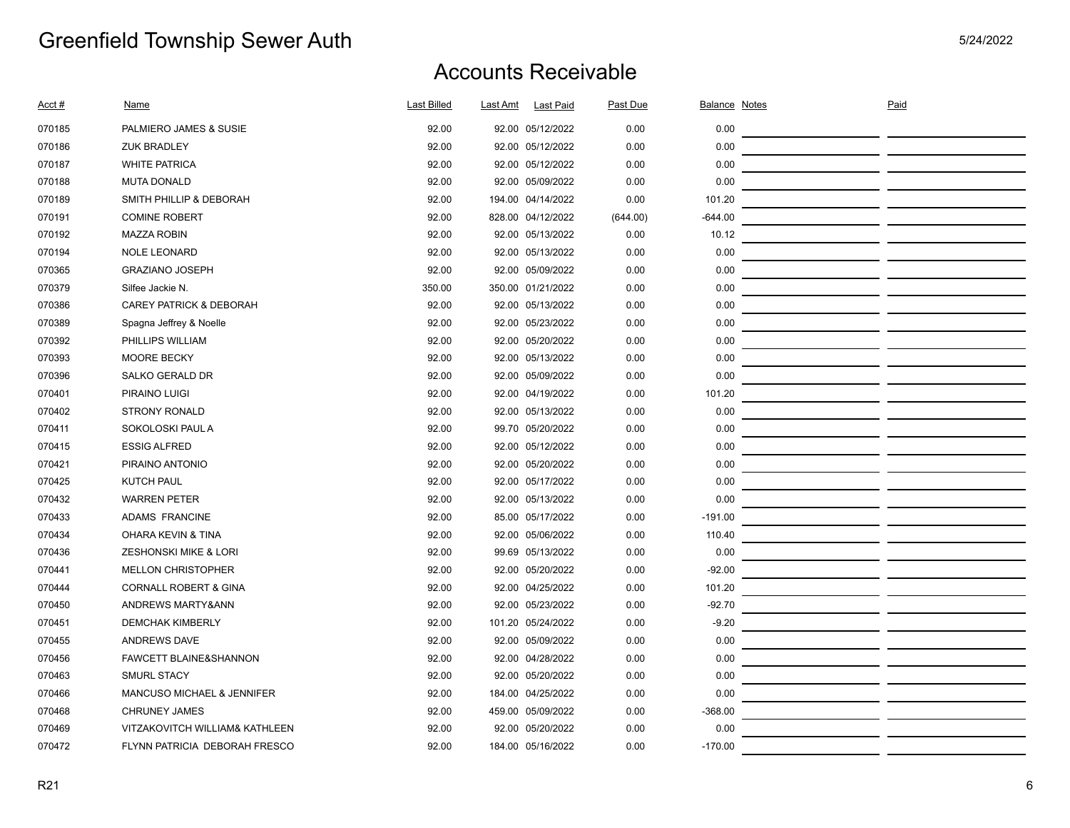# Greenfield Township Sewer Auth

5/24/2022

## Accounts Receivable

| Acct # | Name | Last Billed | Last Amt | Last Paid | Past Due | Balance | Notes | Paid |
|---|---|---|---|---|---|---|---|---|
| 070185 | PALMIERO JAMES & SUSIE | 92.00 | 92.00 | 05/12/2022 | 0.00 | 0.00 | | |
| 070186 | ZUK BRADLEY | 92.00 | 92.00 | 05/12/2022 | 0.00 | 0.00 | | |
| 070187 | WHITE PATRICA | 92.00 | 92.00 | 05/12/2022 | 0.00 | 0.00 | | |
| 070188 | MUTA DONALD | 92.00 | 92.00 | 05/09/2022 | 0.00 | 0.00 | | |
| 070189 | SMITH PHILLIP & DEBORAH | 92.00 | 194.00 | 04/14/2022 | 0.00 | 101.20 | | |
| 070191 | COMINE ROBERT | 92.00 | 828.00 | 04/12/2022 | (644.00) | -644.00 | | |
| 070192 | MAZZA ROBIN | 92.00 | 92.00 | 05/13/2022 | 0.00 | 10.12 | | |
| 070194 | NOLE LEONARD | 92.00 | 92.00 | 05/13/2022 | 0.00 | 0.00 | | |
| 070365 | GRAZIANO JOSEPH | 92.00 | 92.00 | 05/09/2022 | 0.00 | 0.00 | | |
| 070379 | Silfee Jackie N. | 350.00 | 350.00 | 01/21/2022 | 0.00 | 0.00 | | |
| 070386 | CAREY PATRICK & DEBORAH | 92.00 | 92.00 | 05/13/2022 | 0.00 | 0.00 | | |
| 070389 | Spagna Jeffrey & Noelle | 92.00 | 92.00 | 05/23/2022 | 0.00 | 0.00 | | |
| 070392 | PHILLIPS WILLIAM | 92.00 | 92.00 | 05/20/2022 | 0.00 | 0.00 | | |
| 070393 | MOORE BECKY | 92.00 | 92.00 | 05/13/2022 | 0.00 | 0.00 | | |
| 070396 | SALKO GERALD DR | 92.00 | 92.00 | 05/09/2022 | 0.00 | 0.00 | | |
| 070401 | PIRAINO LUIGI | 92.00 | 92.00 | 04/19/2022 | 0.00 | 101.20 | | |
| 070402 | STRONY RONALD | 92.00 | 92.00 | 05/13/2022 | 0.00 | 0.00 | | |
| 070411 | SOKOLOSKI PAUL A | 92.00 | 99.70 | 05/20/2022 | 0.00 | 0.00 | | |
| 070415 | ESSIG ALFRED | 92.00 | 92.00 | 05/12/2022 | 0.00 | 0.00 | | |
| 070421 | PIRAINO ANTONIO | 92.00 | 92.00 | 05/20/2022 | 0.00 | 0.00 | | |
| 070425 | KUTCH PAUL | 92.00 | 92.00 | 05/17/2022 | 0.00 | 0.00 | | |
| 070432 | WARREN PETER | 92.00 | 92.00 | 05/13/2022 | 0.00 | 0.00 | | |
| 070433 | ADAMS FRANCINE | 92.00 | 85.00 | 05/17/2022 | 0.00 | -191.00 | | |
| 070434 | OHARA KEVIN & TINA | 92.00 | 92.00 | 05/06/2022 | 0.00 | 110.40 | | |
| 070436 | ZESHONSKI MIKE & LORI | 92.00 | 99.69 | 05/13/2022 | 0.00 | 0.00 | | |
| 070441 | MELLON CHRISTOPHER | 92.00 | 92.00 | 05/20/2022 | 0.00 | -92.00 | | |
| 070444 | CORNALL ROBERT & GINA | 92.00 | 92.00 | 04/25/2022 | 0.00 | 101.20 | | |
| 070450 | ANDREWS MARTY&ANN | 92.00 | 92.00 | 05/23/2022 | 0.00 | -92.70 | | |
| 070451 | DEMCHAK KIMBERLY | 92.00 | 101.20 | 05/24/2022 | 0.00 | -9.20 | | |
| 070455 | ANDREWS DAVE | 92.00 | 92.00 | 05/09/2022 | 0.00 | 0.00 | | |
| 070456 | FAWCETT BLAINE&SHANNON | 92.00 | 92.00 | 04/28/2022 | 0.00 | 0.00 | | |
| 070463 | SMURL STACY | 92.00 | 92.00 | 05/20/2022 | 0.00 | 0.00 | | |
| 070466 | MANCUSO MICHAEL & JENNIFER | 92.00 | 184.00 | 04/25/2022 | 0.00 | 0.00 | | |
| 070468 | CHRUNEY JAMES | 92.00 | 459.00 | 05/09/2022 | 0.00 | -368.00 | | |
| 070469 | VITZAKOVITCH WILLIAM& KATHLEEN | 92.00 | 92.00 | 05/20/2022 | 0.00 | 0.00 | | |
| 070472 | FLYNN PATRICIA DEBORAH FRESCO | 92.00 | 184.00 | 05/16/2022 | 0.00 | -170.00 | | |

R21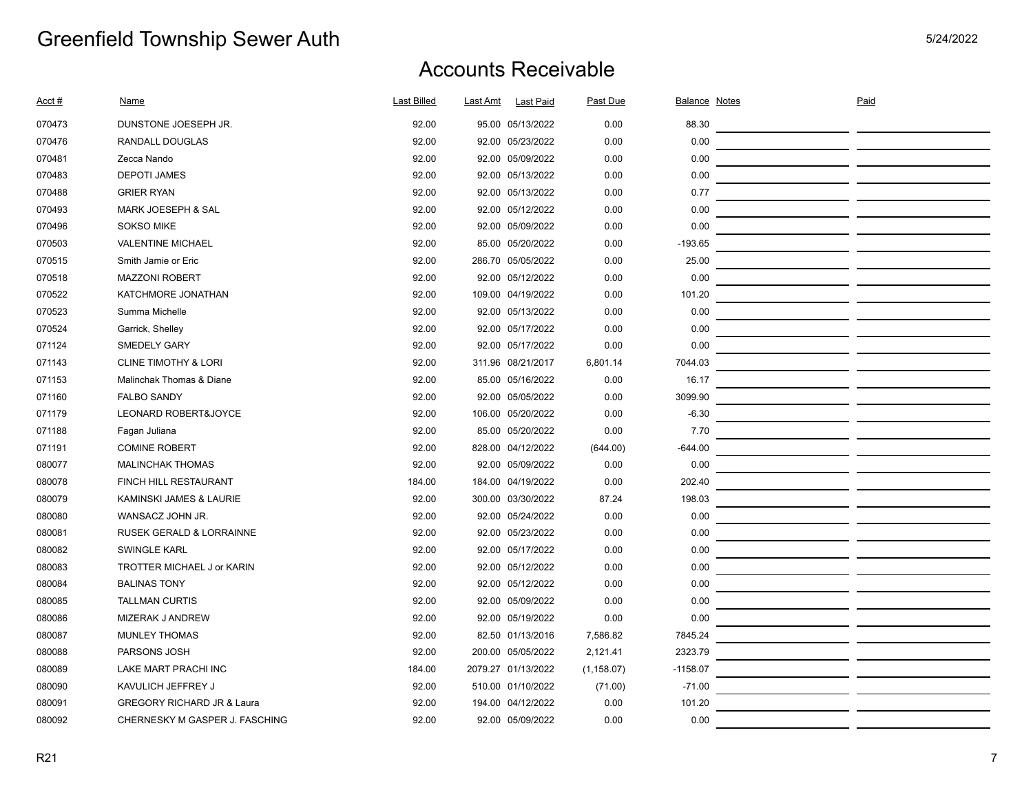# Greenfield Township Sewer Auth

5/24/2022

## Accounts Receivable

| Acct # | Name | Last Billed | Last Amt | Last Paid | Past Due | Balance | Notes | Paid |
|---|---|---|---|---|---|---|---|---|
| 070473 | DUNSTONE JOESEPH JR. | 92.00 | 95.00 | 05/13/2022 | 0.00 | 88.30 | | |
| 070476 | RANDALL DOUGLAS | 92.00 | 92.00 | 05/23/2022 | 0.00 | 0.00 | | |
| 070481 | Zecca Nando | 92.00 | 92.00 | 05/09/2022 | 0.00 | 0.00 | | |
| 070483 | DEPOTI JAMES | 92.00 | 92.00 | 05/13/2022 | 0.00 | 0.00 | | |
| 070488 | GRIER RYAN | 92.00 | 92.00 | 05/13/2022 | 0.00 | 0.77 | | |
| 070493 | MARK JOESEPH & SAL | 92.00 | 92.00 | 05/12/2022 | 0.00 | 0.00 | | |
| 070496 | SOKSO MIKE | 92.00 | 92.00 | 05/09/2022 | 0.00 | 0.00 | | |
| 070503 | VALENTINE MICHAEL | 92.00 | 85.00 | 05/20/2022 | 0.00 | -193.65 | | |
| 070515 | Smith Jamie or Eric | 92.00 | 286.70 | 05/05/2022 | 0.00 | 25.00 | | |
| 070518 | MAZZONI ROBERT | 92.00 | 92.00 | 05/12/2022 | 0.00 | 0.00 | | |
| 070522 | KATCHMORE JONATHAN | 92.00 | 109.00 | 04/19/2022 | 0.00 | 101.20 | | |
| 070523 | Summa Michelle | 92.00 | 92.00 | 05/13/2022 | 0.00 | 0.00 | | |
| 070524 | Garrick, Shelley | 92.00 | 92.00 | 05/17/2022 | 0.00 | 0.00 | | |
| 071124 | SMEDELY GARY | 92.00 | 92.00 | 05/17/2022 | 0.00 | 0.00 | | |
| 071143 | CLINE TIMOTHY & LORI | 92.00 | 311.96 | 08/21/2017 | 6,801.14 | 7044.03 | | |
| 071153 | Malinchak Thomas & Diane | 92.00 | 85.00 | 05/16/2022 | 0.00 | 16.17 | | |
| 071160 | FALBO SANDY | 92.00 | 92.00 | 05/05/2022 | 0.00 | 3099.90 | | |
| 071179 | LEONARD ROBERT&JOYCE | 92.00 | 106.00 | 05/20/2022 | 0.00 | -6.30 | | |
| 071188 | Fagan Juliana | 92.00 | 85.00 | 05/20/2022 | 0.00 | 7.70 | | |
| 071191 | COMINE ROBERT | 92.00 | 828.00 | 04/12/2022 | (644.00) | -644.00 | | |
| 080077 | MALINCHAK THOMAS | 92.00 | 92.00 | 05/09/2022 | 0.00 | 0.00 | | |
| 080078 | FINCH HILL RESTAURANT | 184.00 | 184.00 | 04/19/2022 | 0.00 | 202.40 | | |
| 080079 | KAMINSKI JAMES & LAURIE | 92.00 | 300.00 | 03/30/2022 | 87.24 | 198.03 | | |
| 080080 | WANSACZ JOHN JR. | 92.00 | 92.00 | 05/24/2022 | 0.00 | 0.00 | | |
| 080081 | RUSEK GERALD & LORRAINNE | 92.00 | 92.00 | 05/23/2022 | 0.00 | 0.00 | | |
| 080082 | SWINGLE KARL | 92.00 | 92.00 | 05/17/2022 | 0.00 | 0.00 | | |
| 080083 | TROTTER MICHAEL J or KARIN | 92.00 | 92.00 | 05/12/2022 | 0.00 | 0.00 | | |
| 080084 | BALINAS TONY | 92.00 | 92.00 | 05/12/2022 | 0.00 | 0.00 | | |
| 080085 | TALLMAN CURTIS | 92.00 | 92.00 | 05/09/2022 | 0.00 | 0.00 | | |
| 080086 | MIZERAK J ANDREW | 92.00 | 92.00 | 05/19/2022 | 0.00 | 0.00 | | |
| 080087 | MUNLEY THOMAS | 92.00 | 82.50 | 01/13/2016 | 7,586.82 | 7845.24 | | |
| 080088 | PARSONS JOSH | 92.00 | 200.00 | 05/05/2022 | 2,121.41 | 2323.79 | | |
| 080089 | LAKE MART PRACHI INC | 184.00 | 2079.27 | 01/13/2022 | (1,158.07) | -1158.07 | | |
| 080090 | KAVULICH JEFFREY J | 92.00 | 510.00 | 01/10/2022 | (71.00) | -71.00 | | |
| 080091 | GREGORY RICHARD JR & Laura | 92.00 | 194.00 | 04/12/2022 | 0.00 | 101.20 | | |
| 080092 | CHERNESKY M GASPER J. FASCHING | 92.00 | 92.00 | 05/09/2022 | 0.00 | 0.00 | | |

R21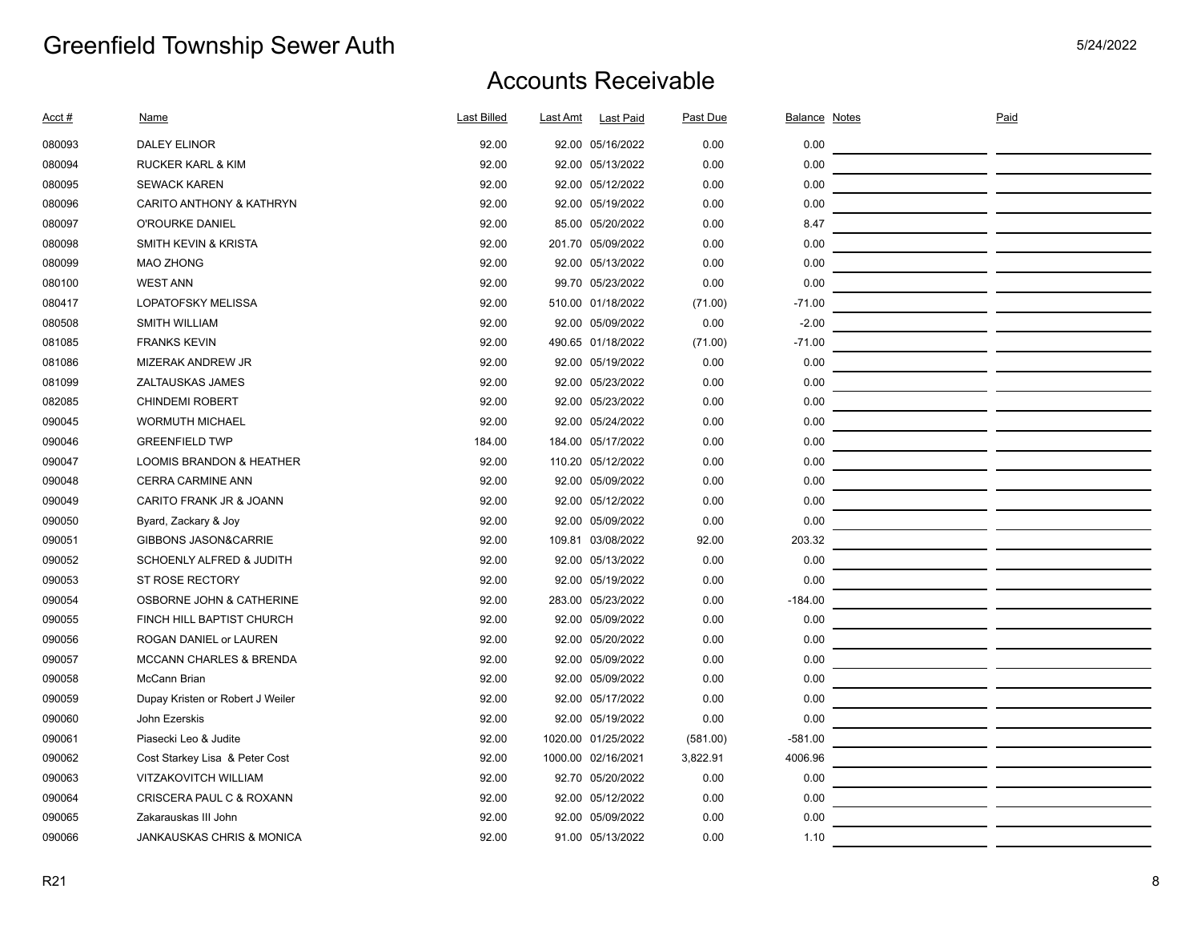# Greenfield Township Sewer Auth

5/24/2022

## Accounts Receivable

| Acct # | Name | Last Billed | Last Amt | Last Paid | Past Due | Balance | Notes | Paid |
|---|---|---|---|---|---|---|---|---|
| 080093 | DALEY ELINOR | 92.00 | 92.00 | 05/16/2022 | 0.00 | 0.00 | | |
| 080094 | RUCKER KARL & KIM | 92.00 | 92.00 | 05/13/2022 | 0.00 | 0.00 | | |
| 080095 | SEWACK KAREN | 92.00 | 92.00 | 05/12/2022 | 0.00 | 0.00 | | |
| 080096 | CARITO ANTHONY & KATHRYN | 92.00 | 92.00 | 05/19/2022 | 0.00 | 0.00 | | |
| 080097 | O'ROURKE DANIEL | 92.00 | 85.00 | 05/20/2022 | 0.00 | 8.47 | | |
| 080098 | SMITH KEVIN & KRISTA | 92.00 | 201.70 | 05/09/2022 | 0.00 | 0.00 | | |
| 080099 | MAO ZHONG | 92.00 | 92.00 | 05/13/2022 | 0.00 | 0.00 | | |
| 080100 | WEST ANN | 92.00 | 99.70 | 05/23/2022 | 0.00 | 0.00 | | |
| 080417 | LOPATOFSKY MELISSA | 92.00 | 510.00 | 01/18/2022 | (71.00) | -71.00 | | |
| 080508 | SMITH WILLIAM | 92.00 | 92.00 | 05/09/2022 | 0.00 | -2.00 | | |
| 081085 | FRANKS KEVIN | 92.00 | 490.65 | 01/18/2022 | (71.00) | -71.00 | | |
| 081086 | MIZERAK ANDREW JR | 92.00 | 92.00 | 05/19/2022 | 0.00 | 0.00 | | |
| 081099 | ZALTAUSKAS JAMES | 92.00 | 92.00 | 05/23/2022 | 0.00 | 0.00 | | |
| 082085 | CHINDEMI ROBERT | 92.00 | 92.00 | 05/23/2022 | 0.00 | 0.00 | | |
| 090045 | WORMUTH MICHAEL | 92.00 | 92.00 | 05/24/2022 | 0.00 | 0.00 | | |
| 090046 | GREENFIELD TWP | 184.00 | 184.00 | 05/17/2022 | 0.00 | 0.00 | | |
| 090047 | LOOMIS BRANDON & HEATHER | 92.00 | 110.20 | 05/12/2022 | 0.00 | 0.00 | | |
| 090048 | CERRA CARMINE ANN | 92.00 | 92.00 | 05/09/2022 | 0.00 | 0.00 | | |
| 090049 | CARITO FRANK JR & JOANN | 92.00 | 92.00 | 05/12/2022 | 0.00 | 0.00 | | |
| 090050 | Byard, Zackary & Joy | 92.00 | 92.00 | 05/09/2022 | 0.00 | 0.00 | | |
| 090051 | GIBBONS JASON&CARRIE | 92.00 | 109.81 | 03/08/2022 | 92.00 | 203.32 | | |
| 090052 | SCHOENLY ALFRED & JUDITH | 92.00 | 92.00 | 05/13/2022 | 0.00 | 0.00 | | |
| 090053 | ST ROSE RECTORY | 92.00 | 92.00 | 05/19/2022 | 0.00 | 0.00 | | |
| 090054 | OSBORNE JOHN & CATHERINE | 92.00 | 283.00 | 05/23/2022 | 0.00 | -184.00 | | |
| 090055 | FINCH HILL BAPTIST CHURCH | 92.00 | 92.00 | 05/09/2022 | 0.00 | 0.00 | | |
| 090056 | ROGAN DANIEL or LAUREN | 92.00 | 92.00 | 05/20/2022 | 0.00 | 0.00 | | |
| 090057 | MCCANN CHARLES & BRENDA | 92.00 | 92.00 | 05/09/2022 | 0.00 | 0.00 | | |
| 090058 | McCann Brian | 92.00 | 92.00 | 05/09/2022 | 0.00 | 0.00 | | |
| 090059 | Dupay Kristen or Robert J Weiler | 92.00 | 92.00 | 05/17/2022 | 0.00 | 0.00 | | |
| 090060 | John Ezerskis | 92.00 | 92.00 | 05/19/2022 | 0.00 | 0.00 | | |
| 090061 | Piasecki Leo & Judite | 92.00 | 1020.00 | 01/25/2022 | (581.00) | -581.00 | | |
| 090062 | Cost Starkey Lisa & Peter Cost | 92.00 | 1000.00 | 02/16/2021 | 3,822.91 | 4006.96 | | |
| 090063 | VITZAKOVITCH WILLIAM | 92.00 | 92.70 | 05/20/2022 | 0.00 | 0.00 | | |
| 090064 | CRISCERA PAUL C & ROXANN | 92.00 | 92.00 | 05/12/2022 | 0.00 | 0.00 | | |
| 090065 | Zakarauskas III John | 92.00 | 92.00 | 05/09/2022 | 0.00 | 0.00 | | |
| 090066 | JANKAUSKAS CHRIS & MONICA | 92.00 | 91.00 | 05/13/2022 | 0.00 | 1.10 | | |

R21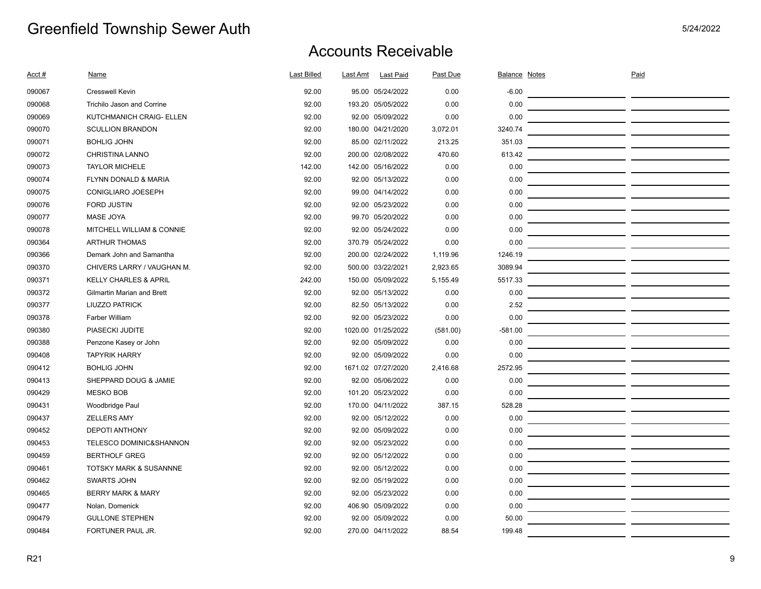# Greenfield Township Sewer Auth

5/24/2022

## Accounts Receivable

| Acct # | Name | Last Billed | Last Amt | Last Paid | Past Due | Balance | Notes | Paid |
|---|---|---|---|---|---|---|---|---|
| 090067 | Cresswell Kevin | 92.00 | 95.00 | 05/24/2022 | 0.00 | -6.00 | | |
| 090068 | Trichilo Jason and Corrine | 92.00 | 193.20 | 05/05/2022 | 0.00 | 0.00 | | |
| 090069 | KUTCHMANICH CRAIG- ELLEN | 92.00 | 92.00 | 05/09/2022 | 0.00 | 0.00 | | |
| 090070 | SCULLION BRANDON | 92.00 | 180.00 | 04/21/2020 | 3,072.01 | 3240.74 | | |
| 090071 | BOHLIG JOHN | 92.00 | 85.00 | 02/11/2022 | 213.25 | 351.03 | | |
| 090072 | CHRISTINA LANNO | 92.00 | 200.00 | 02/08/2022 | 470.60 | 613.42 | | |
| 090073 | TAYLOR MICHELE | 142.00 | 142.00 | 05/16/2022 | 0.00 | 0.00 | | |
| 090074 | FLYNN DONALD & MARIA | 92.00 | 92.00 | 05/13/2022 | 0.00 | 0.00 | | |
| 090075 | CONIGLIARO JOESEPH | 92.00 | 99.00 | 04/14/2022 | 0.00 | 0.00 | | |
| 090076 | FORD JUSTIN | 92.00 | 92.00 | 05/23/2022 | 0.00 | 0.00 | | |
| 090077 | MASE JOYA | 92.00 | 99.70 | 05/20/2022 | 0.00 | 0.00 | | |
| 090078 | MITCHELL WILLIAM & CONNIE | 92.00 | 92.00 | 05/24/2022 | 0.00 | 0.00 | | |
| 090364 | ARTHUR THOMAS | 92.00 | 370.79 | 05/24/2022 | 0.00 | 0.00 | | |
| 090366 | Demark John and Samantha | 92.00 | 200.00 | 02/24/2022 | 1,119.96 | 1246.19 | | |
| 090370 | CHIVERS LARRY / VAUGHAN M. | 92.00 | 500.00 | 03/22/2021 | 2,923.65 | 3089.94 | | |
| 090371 | KELLY CHARLES & APRIL | 242.00 | 150.00 | 05/09/2022 | 5,155.49 | 5517.33 | | |
| 090372 | Gilmartin Marian and Brett | 92.00 | 92.00 | 05/13/2022 | 0.00 | 0.00 | | |
| 090377 | LIUZZO PATRICK | 92.00 | 82.50 | 05/13/2022 | 0.00 | 2.52 | | |
| 090378 | Farber William | 92.00 | 92.00 | 05/23/2022 | 0.00 | 0.00 | | |
| 090380 | PIASECKI JUDITE | 92.00 | 1020.00 | 01/25/2022 | (581.00) | -581.00 | | |
| 090388 | Penzone Kasey or John | 92.00 | 92.00 | 05/09/2022 | 0.00 | 0.00 | | |
| 090408 | TAPYRIK HARRY | 92.00 | 92.00 | 05/09/2022 | 0.00 | 0.00 | | |
| 090412 | BOHLIG JOHN | 92.00 | 1671.02 | 07/27/2020 | 2,416.68 | 2572.95 | | |
| 090413 | SHEPPARD DOUG & JAMIE | 92.00 | 92.00 | 05/06/2022 | 0.00 | 0.00 | | |
| 090429 | MESKO BOB | 92.00 | 101.20 | 05/23/2022 | 0.00 | 0.00 | | |
| 090431 | Woodbridge Paul | 92.00 | 170.00 | 04/11/2022 | 387.15 | 528.28 | | |
| 090437 | ZELLERS AMY | 92.00 | 92.00 | 05/12/2022 | 0.00 | 0.00 | | |
| 090452 | DEPOTI ANTHONY | 92.00 | 92.00 | 05/09/2022 | 0.00 | 0.00 | | |
| 090453 | TELESCO DOMINIC&SHANNON | 92.00 | 92.00 | 05/23/2022 | 0.00 | 0.00 | | |
| 090459 | BERTHOLF GREG | 92.00 | 92.00 | 05/12/2022 | 0.00 | 0.00 | | |
| 090461 | TOTSKY MARK & SUSANNNE | 92.00 | 92.00 | 05/12/2022 | 0.00 | 0.00 | | |
| 090462 | SWARTS JOHN | 92.00 | 92.00 | 05/19/2022 | 0.00 | 0.00 | | |
| 090465 | BERRY MARK & MARY | 92.00 | 92.00 | 05/23/2022 | 0.00 | 0.00 | | |
| 090477 | Nolan, Domenick | 92.00 | 406.90 | 05/09/2022 | 0.00 | 0.00 | | |
| 090479 | GULLONE STEPHEN | 92.00 | 92.00 | 05/09/2022 | 0.00 | 50.00 | | |
| 090484 | FORTUNER PAUL JR. | 92.00 | 270.00 | 04/11/2022 | 88.54 | 199.48 | | |

R21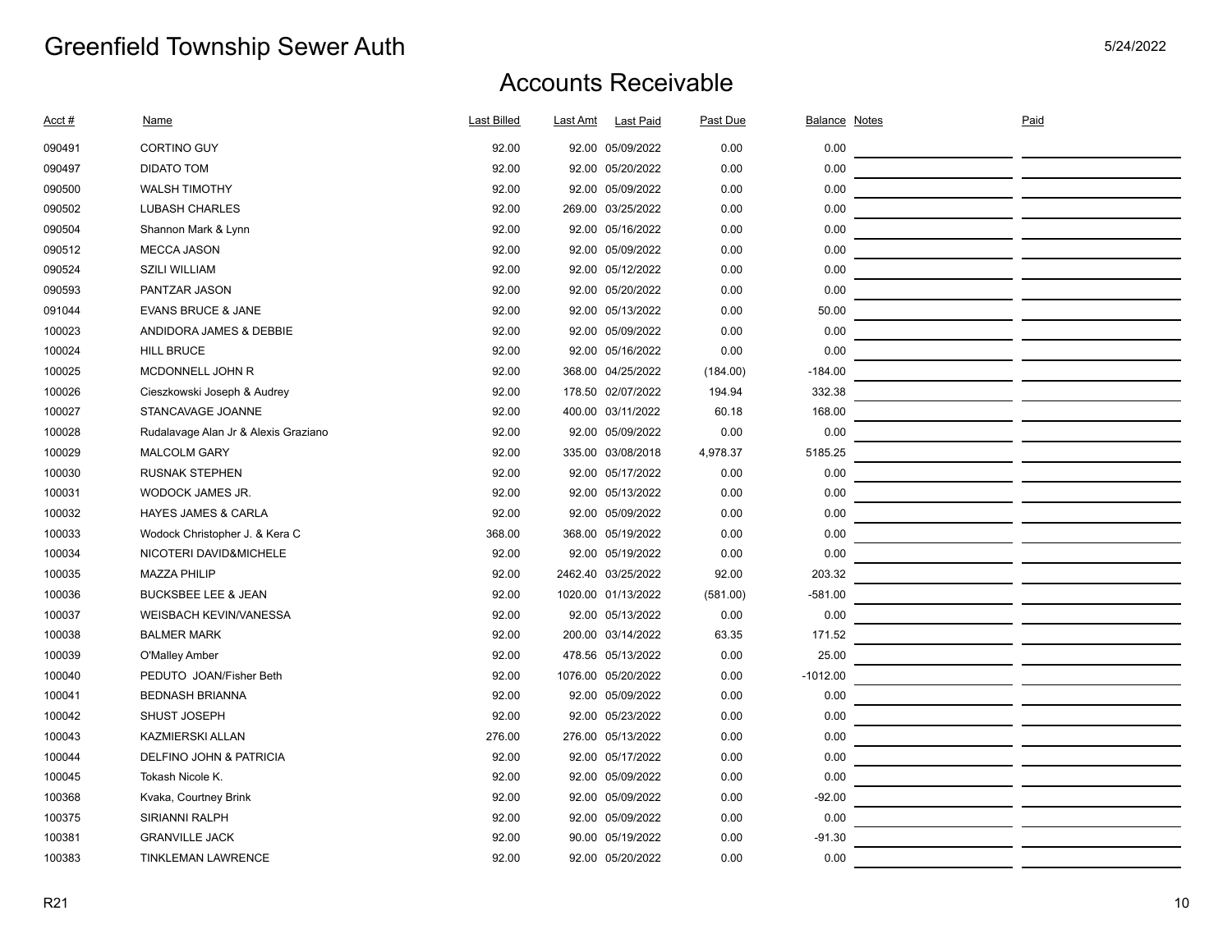# Greenfield Township Sewer Auth

5/24/2022

## Accounts Receivable

| Acct # | Name | Last Billed | Last Amt | Last Paid | Past Due | Balance | Notes | Paid |
|---|---|---|---|---|---|---|---|---|
| 090491 | CORTINO GUY | 92.00 | 92.00 | 05/09/2022 | 0.00 | 0.00 | | |
| 090497 | DIDATO TOM | 92.00 | 92.00 | 05/20/2022 | 0.00 | 0.00 | | |
| 090500 | WALSH TIMOTHY | 92.00 | 92.00 | 05/09/2022 | 0.00 | 0.00 | | |
| 090502 | LUBASH CHARLES | 92.00 | 269.00 | 03/25/2022 | 0.00 | 0.00 | | |
| 090504 | Shannon Mark & Lynn | 92.00 | 92.00 | 05/16/2022 | 0.00 | 0.00 | | |
| 090512 | MECCA JASON | 92.00 | 92.00 | 05/09/2022 | 0.00 | 0.00 | | |
| 090524 | SZILI WILLIAM | 92.00 | 92.00 | 05/12/2022 | 0.00 | 0.00 | | |
| 090593 | PANTZAR JASON | 92.00 | 92.00 | 05/20/2022 | 0.00 | 0.00 | | |
| 091044 | EVANS BRUCE & JANE | 92.00 | 92.00 | 05/13/2022 | 0.00 | 50.00 | | |
| 100023 | ANDIDORA JAMES & DEBBIE | 92.00 | 92.00 | 05/09/2022 | 0.00 | 0.00 | | |
| 100024 | HILL BRUCE | 92.00 | 92.00 | 05/16/2022 | 0.00 | 0.00 | | |
| 100025 | MCDONNELL JOHN R | 92.00 | 368.00 | 04/25/2022 | (184.00) | -184.00 | | |
| 100026 | Cieszkowski Joseph & Audrey | 92.00 | 178.50 | 02/07/2022 | 194.94 | 332.38 | | |
| 100027 | STANCAVAGE JOANNE | 92.00 | 400.00 | 03/11/2022 | 60.18 | 168.00 | | |
| 100028 | Rudalavage Alan Jr & Alexis Graziano | 92.00 | 92.00 | 05/09/2022 | 0.00 | 0.00 | | |
| 100029 | MALCOLM GARY | 92.00 | 335.00 | 03/08/2018 | 4,978.37 | 5185.25 | | |
| 100030 | RUSNAK STEPHEN | 92.00 | 92.00 | 05/17/2022 | 0.00 | 0.00 | | |
| 100031 | WODOCK JAMES JR. | 92.00 | 92.00 | 05/13/2022 | 0.00 | 0.00 | | |
| 100032 | HAYES JAMES & CARLA | 92.00 | 92.00 | 05/09/2022 | 0.00 | 0.00 | | |
| 100033 | Wodock Christopher J. & Kera C | 368.00 | 368.00 | 05/19/2022 | 0.00 | 0.00 | | |
| 100034 | NICOTERI DAVID&MICHELE | 92.00 | 92.00 | 05/19/2022 | 0.00 | 0.00 | | |
| 100035 | MAZZA PHILIP | 92.00 | 2462.40 | 03/25/2022 | 92.00 | 203.32 | | |
| 100036 | BUCKSBEE LEE & JEAN | 92.00 | 1020.00 | 01/13/2022 | (581.00) | -581.00 | | |
| 100037 | WEISBACH KEVIN/VANESSA | 92.00 | 92.00 | 05/13/2022 | 0.00 | 0.00 | | |
| 100038 | BALMER MARK | 92.00 | 200.00 | 03/14/2022 | 63.35 | 171.52 | | |
| 100039 | O'Malley Amber | 92.00 | 478.56 | 05/13/2022 | 0.00 | 25.00 | | |
| 100040 | PEDUTO JOAN/Fisher Beth | 92.00 | 1076.00 | 05/20/2022 | 0.00 | -1012.00 | | |
| 100041 | BEDNASH BRIANNA | 92.00 | 92.00 | 05/09/2022 | 0.00 | 0.00 | | |
| 100042 | SHUST JOSEPH | 92.00 | 92.00 | 05/23/2022 | 0.00 | 0.00 | | |
| 100043 | KAZMIERSKI ALLAN | 276.00 | 276.00 | 05/13/2022 | 0.00 | 0.00 | | |
| 100044 | DELFINO JOHN & PATRICIA | 92.00 | 92.00 | 05/17/2022 | 0.00 | 0.00 | | |
| 100045 | Tokash Nicole K. | 92.00 | 92.00 | 05/09/2022 | 0.00 | 0.00 | | |
| 100368 | Kvaka, Courtney Brink | 92.00 | 92.00 | 05/09/2022 | 0.00 | -92.00 | | |
| 100375 | SIRIANNI RALPH | 92.00 | 92.00 | 05/09/2022 | 0.00 | 0.00 | | |
| 100381 | GRANVILLE JACK | 92.00 | 90.00 | 05/19/2022 | 0.00 | -91.30 | | |
| 100383 | TINKLEMAN LAWRENCE | 92.00 | 92.00 | 05/20/2022 | 0.00 | 0.00 | | |

R21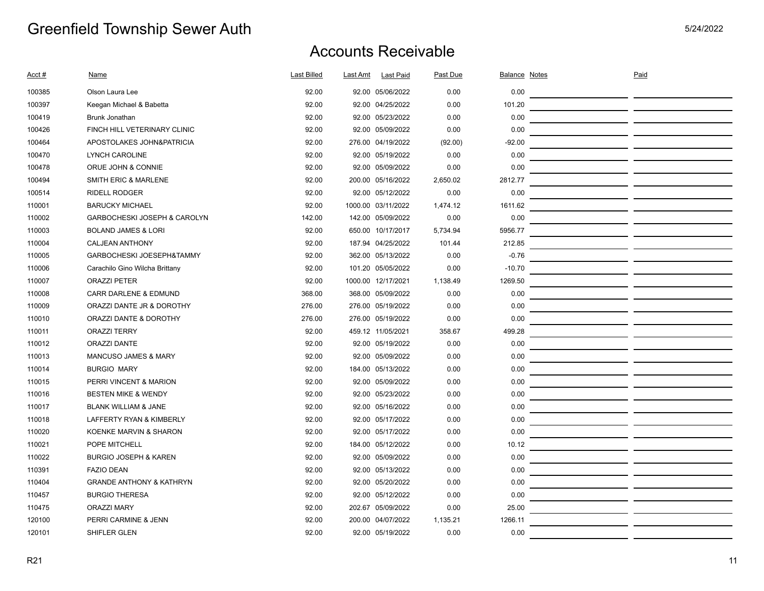# Greenfield Township Sewer Auth

5/24/2022

## Accounts Receivable

| Acct # | Name | Last Billed | Last Amt | Last Paid | Past Due | Balance | Notes | Paid |
|---|---|---|---|---|---|---|---|---|
| 100385 | Olson Laura Lee | 92.00 | 92.00 | 05/06/2022 | 0.00 | 0.00 | | |
| 100397 | Keegan Michael & Babetta | 92.00 | 92.00 | 04/25/2022 | 0.00 | 101.20 | | |
| 100419 | Brunk Jonathan | 92.00 | 92.00 | 05/23/2022 | 0.00 | 0.00 | | |
| 100426 | FINCH HILL VETERINARY CLINIC | 92.00 | 92.00 | 05/09/2022 | 0.00 | 0.00 | | |
| 100464 | APOSTOLAKES JOHN&PATRICIA | 92.00 | 276.00 | 04/19/2022 | (92.00) | -92.00 | | |
| 100470 | LYNCH CAROLINE | 92.00 | 92.00 | 05/19/2022 | 0.00 | 0.00 | | |
| 100478 | ORUE JOHN & CONNIE | 92.00 | 92.00 | 05/09/2022 | 0.00 | 0.00 | | |
| 100494 | SMITH ERIC & MARLENE | 92.00 | 200.00 | 05/16/2022 | 2,650.02 | 2812.77 | | |
| 100514 | RIDELL RODGER | 92.00 | 92.00 | 05/12/2022 | 0.00 | 0.00 | | |
| 110001 | BARUCKY MICHAEL | 92.00 | 1000.00 | 03/11/2022 | 1,474.12 | 1611.62 | | |
| 110002 | GARBOCHESKI JOSEPH & CAROLYN | 142.00 | 142.00 | 05/09/2022 | 0.00 | 0.00 | | |
| 110003 | BOLAND JAMES & LORI | 92.00 | 650.00 | 10/17/2017 | 5,734.94 | 5956.77 | | |
| 110004 | CALJEAN ANTHONY | 92.00 | 187.94 | 04/25/2022 | 101.44 | 212.85 | | |
| 110005 | GARBOCHESKI JOESEPH&TAMMY | 92.00 | 362.00 | 05/13/2022 | 0.00 | -0.76 | | |
| 110006 | Carachilo Gino Wilcha Brittany | 92.00 | 101.20 | 05/05/2022 | 0.00 | -10.70 | | |
| 110007 | ORAZZI PETER | 92.00 | 1000.00 | 12/17/2021 | 1,138.49 | 1269.50 | | |
| 110008 | CARR DARLENE & EDMUND | 368.00 | 368.00 | 05/09/2022 | 0.00 | 0.00 | | |
| 110009 | ORAZZI DANTE JR & DOROTHY | 276.00 | 276.00 | 05/19/2022 | 0.00 | 0.00 | | |
| 110010 | ORAZZI DANTE & DOROTHY | 276.00 | 276.00 | 05/19/2022 | 0.00 | 0.00 | | |
| 110011 | ORAZZI TERRY | 92.00 | 459.12 | 11/05/2021 | 358.67 | 499.28 | | |
| 110012 | ORAZZI DANTE | 92.00 | 92.00 | 05/19/2022 | 0.00 | 0.00 | | |
| 110013 | MANCUSO JAMES & MARY | 92.00 | 92.00 | 05/09/2022 | 0.00 | 0.00 | | |
| 110014 | BURGIO MARY | 92.00 | 184.00 | 05/13/2022 | 0.00 | 0.00 | | |
| 110015 | PERRI VINCENT & MARION | 92.00 | 92.00 | 05/09/2022 | 0.00 | 0.00 | | |
| 110016 | BESTEN MIKE & WENDY | 92.00 | 92.00 | 05/23/2022 | 0.00 | 0.00 | | |
| 110017 | BLANK WILLIAM & JANE | 92.00 | 92.00 | 05/16/2022 | 0.00 | 0.00 | | |
| 110018 | LAFFERTY RYAN & KIMBERLY | 92.00 | 92.00 | 05/17/2022 | 0.00 | 0.00 | | |
| 110020 | KOENKE MARVIN & SHARON | 92.00 | 92.00 | 05/17/2022 | 0.00 | 0.00 | | |
| 110021 | POPE MITCHELL | 92.00 | 184.00 | 05/12/2022 | 0.00 | 10.12 | | |
| 110022 | BURGIO JOSEPH & KAREN | 92.00 | 92.00 | 05/09/2022 | 0.00 | 0.00 | | |
| 110391 | FAZIO DEAN | 92.00 | 92.00 | 05/13/2022 | 0.00 | 0.00 | | |
| 110404 | GRANDE ANTHONY & KATHRYN | 92.00 | 92.00 | 05/20/2022 | 0.00 | 0.00 | | |
| 110457 | BURGIO THERESA | 92.00 | 92.00 | 05/12/2022 | 0.00 | 0.00 | | |
| 110475 | ORAZZI MARY | 92.00 | 202.67 | 05/09/2022 | 0.00 | 25.00 | | |
| 120100 | PERRI CARMINE & JENN | 92.00 | 200.00 | 04/07/2022 | 1,135.21 | 1266.11 | | |
| 120101 | SHIFLER GLEN | 92.00 | 92.00 | 05/19/2022 | 0.00 | 0.00 | | |

R21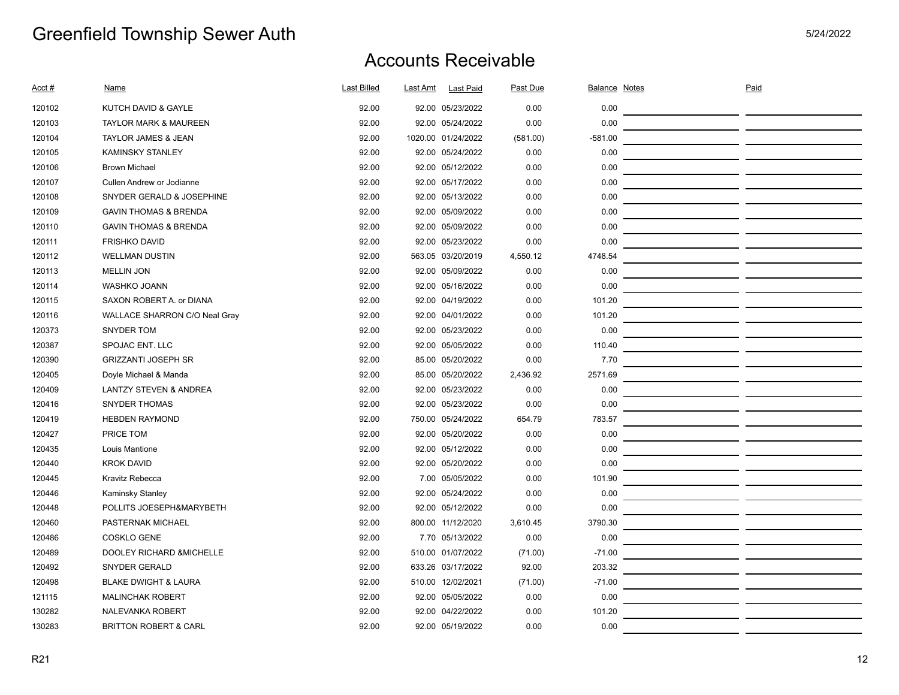# Greenfield Township Sewer Auth

5/24/2022

## Accounts Receivable

| Acct # | Name | Last Billed | Last Amt | Last Paid | Past Due | Balance | Notes | Paid |
|---|---|---|---|---|---|---|---|---|
| 120102 | KUTCH DAVID & GAYLE | 92.00 | 92.00 | 05/23/2022 | 0.00 | 0.00 | | |
| 120103 | TAYLOR MARK & MAUREEN | 92.00 | 92.00 | 05/24/2022 | 0.00 | 0.00 | | |
| 120104 | TAYLOR JAMES & JEAN | 92.00 | 1020.00 | 01/24/2022 | (581.00) | -581.00 | | |
| 120105 | KAMINSKY STANLEY | 92.00 | 92.00 | 05/24/2022 | 0.00 | 0.00 | | |
| 120106 | Brown Michael | 92.00 | 92.00 | 05/12/2022 | 0.00 | 0.00 | | |
| 120107 | Cullen Andrew or Jodianne | 92.00 | 92.00 | 05/17/2022 | 0.00 | 0.00 | | |
| 120108 | SNYDER GERALD & JOSEPHINE | 92.00 | 92.00 | 05/13/2022 | 0.00 | 0.00 | | |
| 120109 | GAVIN THOMAS & BRENDA | 92.00 | 92.00 | 05/09/2022 | 0.00 | 0.00 | | |
| 120110 | GAVIN THOMAS & BRENDA | 92.00 | 92.00 | 05/09/2022 | 0.00 | 0.00 | | |
| 120111 | FRISHKO DAVID | 92.00 | 92.00 | 05/23/2022 | 0.00 | 0.00 | | |
| 120112 | WELLMAN DUSTIN | 92.00 | 563.05 | 03/20/2019 | 4,550.12 | 4748.54 | | |
| 120113 | MELLIN JON | 92.00 | 92.00 | 05/09/2022 | 0.00 | 0.00 | | |
| 120114 | WASHKO JOANN | 92.00 | 92.00 | 05/16/2022 | 0.00 | 0.00 | | |
| 120115 | SAXON ROBERT A. or DIANA | 92.00 | 92.00 | 04/19/2022 | 0.00 | 101.20 | | |
| 120116 | WALLACE SHARRON C/O Neal Gray | 92.00 | 92.00 | 04/01/2022 | 0.00 | 101.20 | | |
| 120373 | SNYDER TOM | 92.00 | 92.00 | 05/23/2022 | 0.00 | 0.00 | | |
| 120387 | SPOJAC ENT. LLC | 92.00 | 92.00 | 05/05/2022 | 0.00 | 110.40 | | |
| 120390 | GRIZZANTI JOSEPH SR | 92.00 | 85.00 | 05/20/2022 | 0.00 | 7.70 | | |
| 120405 | Doyle Michael & Manda | 92.00 | 85.00 | 05/20/2022 | 2,436.92 | 2571.69 | | |
| 120409 | LANTZY STEVEN & ANDREA | 92.00 | 92.00 | 05/23/2022 | 0.00 | 0.00 | | |
| 120416 | SNYDER THOMAS | 92.00 | 92.00 | 05/23/2022 | 0.00 | 0.00 | | |
| 120419 | HEBDEN RAYMOND | 92.00 | 750.00 | 05/24/2022 | 654.79 | 783.57 | | |
| 120427 | PRICE TOM | 92.00 | 92.00 | 05/20/2022 | 0.00 | 0.00 | | |
| 120435 | Louis Mantione | 92.00 | 92.00 | 05/12/2022 | 0.00 | 0.00 | | |
| 120440 | KROK DAVID | 92.00 | 92.00 | 05/20/2022 | 0.00 | 0.00 | | |
| 120445 | Kravitz Rebecca | 92.00 | 7.00 | 05/05/2022 | 0.00 | 101.90 | | |
| 120446 | Kaminsky Stanley | 92.00 | 92.00 | 05/24/2022 | 0.00 | 0.00 | | |
| 120448 | POLLITS JOESEPH&MARYBETH | 92.00 | 92.00 | 05/12/2022 | 0.00 | 0.00 | | |
| 120460 | PASTERNAK MICHAEL | 92.00 | 800.00 | 11/12/2020 | 3,610.45 | 3790.30 | | |
| 120486 | COSKLO GENE | 92.00 | 7.70 | 05/13/2022 | 0.00 | 0.00 | | |
| 120489 | DOOLEY RICHARD &MICHELLE | 92.00 | 510.00 | 01/07/2022 | (71.00) | -71.00 | | |
| 120492 | SNYDER GERALD | 92.00 | 633.26 | 03/17/2022 | 92.00 | 203.32 | | |
| 120498 | BLAKE DWIGHT & LAURA | 92.00 | 510.00 | 12/02/2021 | (71.00) | -71.00 | | |
| 121115 | MALINCHAK ROBERT | 92.00 | 92.00 | 05/05/2022 | 0.00 | 0.00 | | |
| 130282 | NALEVANKA ROBERT | 92.00 | 92.00 | 04/22/2022 | 0.00 | 101.20 | | |
| 130283 | BRITTON ROBERT & CARL | 92.00 | 92.00 | 05/19/2022 | 0.00 | 0.00 | | |

R21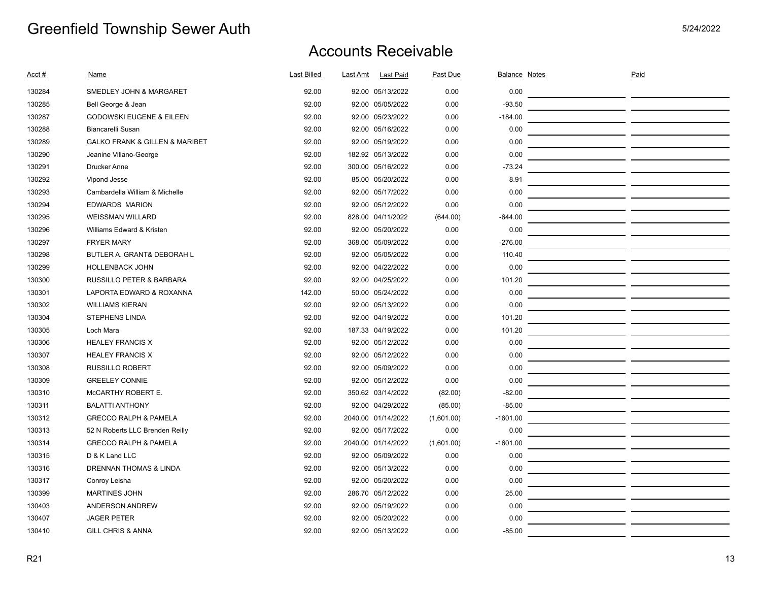# Greenfield Township Sewer Auth

5/24/2022

## Accounts Receivable

| Acct # | Name | Last Billed | Last Amt | Last Paid | Past Due | Balance | Notes | Paid |
|---|---|---|---|---|---|---|---|---|
| 130284 | SMEDLEY JOHN & MARGARET | 92.00 | 92.00 | 05/13/2022 | 0.00 | 0.00 | | |
| 130285 | Bell George & Jean | 92.00 | 92.00 | 05/05/2022 | 0.00 | -93.50 | | |
| 130287 | GODOWSKI EUGENE & EILEEN | 92.00 | 92.00 | 05/23/2022 | 0.00 | -184.00 | | |
| 130288 | Biancarelli Susan | 92.00 | 92.00 | 05/16/2022 | 0.00 | 0.00 | | |
| 130289 | GALKO FRANK & GILLEN & MARIBET | 92.00 | 92.00 | 05/19/2022 | 0.00 | 0.00 | | |
| 130290 | Jeanine Villano-George | 92.00 | 182.92 | 05/13/2022 | 0.00 | 0.00 | | |
| 130291 | Drucker Anne | 92.00 | 300.00 | 05/16/2022 | 0.00 | -73.24 | | |
| 130292 | Vipond Jesse | 92.00 | 85.00 | 05/20/2022 | 0.00 | 8.91 | | |
| 130293 | Cambardella William & Michelle | 92.00 | 92.00 | 05/17/2022 | 0.00 | 0.00 | | |
| 130294 | EDWARDS MARION | 92.00 | 92.00 | 05/12/2022 | 0.00 | 0.00 | | |
| 130295 | WEISSMAN WILLARD | 92.00 | 828.00 | 04/11/2022 | (644.00) | -644.00 | | |
| 130296 | Williams Edward & Kristen | 92.00 | 92.00 | 05/20/2022 | 0.00 | 0.00 | | |
| 130297 | FRYER MARY | 92.00 | 368.00 | 05/09/2022 | 0.00 | -276.00 | | |
| 130298 | BUTLER A. GRANT& DEBORAH L | 92.00 | 92.00 | 05/05/2022 | 0.00 | 110.40 | | |
| 130299 | HOLLENBACK JOHN | 92.00 | 92.00 | 04/22/2022 | 0.00 | 0.00 | | |
| 130300 | RUSSILLO PETER & BARBARA | 92.00 | 92.00 | 04/25/2022 | 0.00 | 101.20 | | |
| 130301 | LAPORTA EDWARD & ROXANNA | 142.00 | 50.00 | 05/24/2022 | 0.00 | 0.00 | | |
| 130302 | WILLIAMS KIERAN | 92.00 | 92.00 | 05/13/2022 | 0.00 | 0.00 | | |
| 130304 | STEPHENS LINDA | 92.00 | 92.00 | 04/19/2022 | 0.00 | 101.20 | | |
| 130305 | Loch Mara | 92.00 | 187.33 | 04/19/2022 | 0.00 | 101.20 | | |
| 130306 | HEALEY FRANCIS X | 92.00 | 92.00 | 05/12/2022 | 0.00 | 0.00 | | |
| 130307 | HEALEY FRANCIS X | 92.00 | 92.00 | 05/12/2022 | 0.00 | 0.00 | | |
| 130308 | RUSSILLO ROBERT | 92.00 | 92.00 | 05/09/2022 | 0.00 | 0.00 | | |
| 130309 | GREELEY CONNIE | 92.00 | 92.00 | 05/12/2022 | 0.00 | 0.00 | | |
| 130310 | McCARTHY ROBERT E. | 92.00 | 350.62 | 03/14/2022 | (82.00) | -82.00 | | |
| 130311 | BALATTI ANTHONY | 92.00 | 92.00 | 04/29/2022 | (85.00) | -85.00 | | |
| 130312 | GRECCO RALPH & PAMELA | 92.00 | 2040.00 | 01/14/2022 | (1,601.00) | -1601.00 | | |
| 130313 | 52 N Roberts LLC Brenden Reilly | 92.00 | 92.00 | 05/17/2022 | 0.00 | 0.00 | | |
| 130314 | GRECCO RALPH & PAMELA | 92.00 | 2040.00 | 01/14/2022 | (1,601.00) | -1601.00 | | |
| 130315 | D & K Land LLC | 92.00 | 92.00 | 05/09/2022 | 0.00 | 0.00 | | |
| 130316 | DRENNAN THOMAS & LINDA | 92.00 | 92.00 | 05/13/2022 | 0.00 | 0.00 | | |
| 130317 | Conroy Leisha | 92.00 | 92.00 | 05/20/2022 | 0.00 | 0.00 | | |
| 130399 | MARTINES JOHN | 92.00 | 286.70 | 05/12/2022 | 0.00 | 25.00 | | |
| 130403 | ANDERSON ANDREW | 92.00 | 92.00 | 05/19/2022 | 0.00 | 0.00 | | |
| 130407 | JAGER PETER | 92.00 | 92.00 | 05/20/2022 | 0.00 | 0.00 | | |
| 130410 | GILL CHRIS & ANNA | 92.00 | 92.00 | 05/13/2022 | 0.00 | -85.00 | | |

R21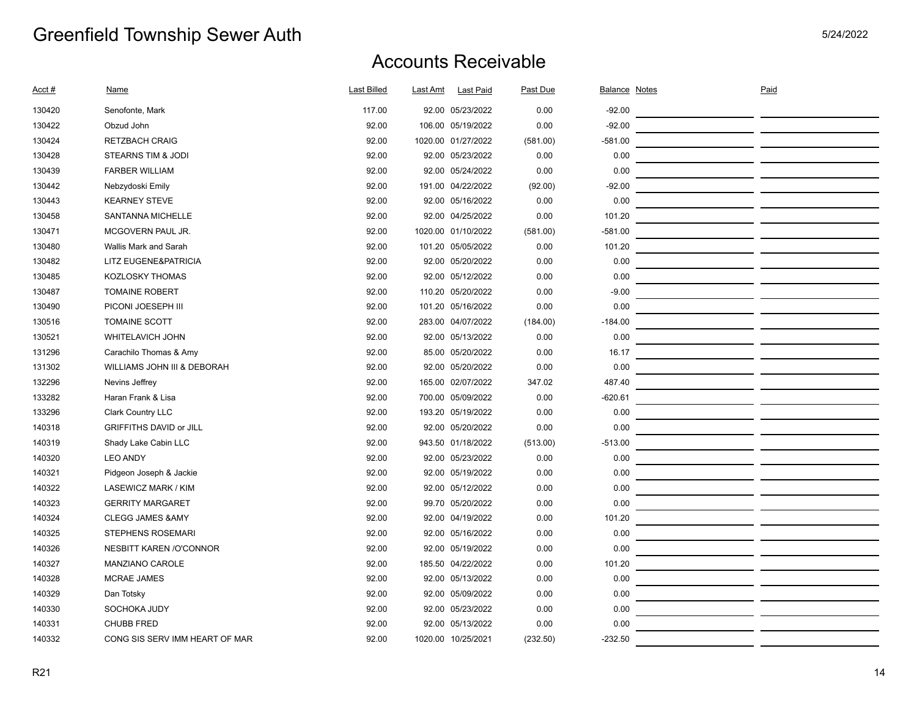# Greenfield Township Sewer Auth

5/24/2022

## Accounts Receivable

| Acct # | Name | Last Billed | Last Amt | Last Paid | Past Due | Balance | Notes | Paid |
|---|---|---|---|---|---|---|---|---|
| 130420 | Senofonte, Mark | 117.00 | 92.00 | 05/23/2022 | 0.00 | -92.00 | | |
| 130422 | Obzud John | 92.00 | 106.00 | 05/19/2022 | 0.00 | -92.00 | | |
| 130424 | RETZBACH CRAIG | 92.00 | 1020.00 | 01/27/2022 | (581.00) | -581.00 | | |
| 130428 | STEARNS TIM & JODI | 92.00 | 92.00 | 05/23/2022 | 0.00 | 0.00 | | |
| 130439 | FARBER WILLIAM | 92.00 | 92.00 | 05/24/2022 | 0.00 | 0.00 | | |
| 130442 | Nebzydoski Emily | 92.00 | 191.00 | 04/22/2022 | (92.00) | -92.00 | | |
| 130443 | KEARNEY STEVE | 92.00 | 92.00 | 05/16/2022 | 0.00 | 0.00 | | |
| 130458 | SANTANNA MICHELLE | 92.00 | 92.00 | 04/25/2022 | 0.00 | 101.20 | | |
| 130471 | MCGOVERN PAUL JR. | 92.00 | 1020.00 | 01/10/2022 | (581.00) | -581.00 | | |
| 130480 | Wallis Mark and Sarah | 92.00 | 101.20 | 05/05/2022 | 0.00 | 101.20 | | |
| 130482 | LITZ EUGENE&PATRICIA | 92.00 | 92.00 | 05/20/2022 | 0.00 | 0.00 | | |
| 130485 | KOZLOSKY THOMAS | 92.00 | 92.00 | 05/12/2022 | 0.00 | 0.00 | | |
| 130487 | TOMAINE ROBERT | 92.00 | 110.20 | 05/20/2022 | 0.00 | -9.00 | | |
| 130490 | PICONI JOESEPH III | 92.00 | 101.20 | 05/16/2022 | 0.00 | 0.00 | | |
| 130516 | TOMAINE SCOTT | 92.00 | 283.00 | 04/07/2022 | (184.00) | -184.00 | | |
| 130521 | WHITELAVICH JOHN | 92.00 | 92.00 | 05/13/2022 | 0.00 | 0.00 | | |
| 131296 | Carachilo Thomas & Amy | 92.00 | 85.00 | 05/20/2022 | 0.00 | 16.17 | | |
| 131302 | WILLIAMS JOHN III & DEBORAH | 92.00 | 92.00 | 05/20/2022 | 0.00 | 0.00 | | |
| 132296 | Nevins Jeffrey | 92.00 | 165.00 | 02/07/2022 | 347.02 | 487.40 | | |
| 133282 | Haran Frank & Lisa | 92.00 | 700.00 | 05/09/2022 | 0.00 | -620.61 | | |
| 133296 | Clark Country LLC | 92.00 | 193.20 | 05/19/2022 | 0.00 | 0.00 | | |
| 140318 | GRIFFITHS DAVID or JILL | 92.00 | 92.00 | 05/20/2022 | 0.00 | 0.00 | | |
| 140319 | Shady Lake Cabin LLC | 92.00 | 943.50 | 01/18/2022 | (513.00) | -513.00 | | |
| 140320 | LEO ANDY | 92.00 | 92.00 | 05/23/2022 | 0.00 | 0.00 | | |
| 140321 | Pidgeon Joseph & Jackie | 92.00 | 92.00 | 05/19/2022 | 0.00 | 0.00 | | |
| 140322 | LASEWICZ MARK / KIM | 92.00 | 92.00 | 05/12/2022 | 0.00 | 0.00 | | |
| 140323 | GERRITY MARGARET | 92.00 | 99.70 | 05/20/2022 | 0.00 | 0.00 | | |
| 140324 | CLEGG JAMES &AMY | 92.00 | 92.00 | 04/19/2022 | 0.00 | 101.20 | | |
| 140325 | STEPHENS ROSEMARI | 92.00 | 92.00 | 05/16/2022 | 0.00 | 0.00 | | |
| 140326 | NESBITT KAREN /O'CONNOR | 92.00 | 92.00 | 05/19/2022 | 0.00 | 0.00 | | |
| 140327 | MANZIANO CAROLE | 92.00 | 185.50 | 04/22/2022 | 0.00 | 101.20 | | |
| 140328 | MCRAE JAMES | 92.00 | 92.00 | 05/13/2022 | 0.00 | 0.00 | | |
| 140329 | Dan Totsky | 92.00 | 92.00 | 05/09/2022 | 0.00 | 0.00 | | |
| 140330 | SOCHOKA JUDY | 92.00 | 92.00 | 05/23/2022 | 0.00 | 0.00 | | |
| 140331 | CHUBB FRED | 92.00 | 92.00 | 05/13/2022 | 0.00 | 0.00 | | |
| 140332 | CONG SIS SERV IMM HEART OF MAR | 92.00 | 1020.00 | 10/25/2021 | (232.50) | -232.50 | | |

R21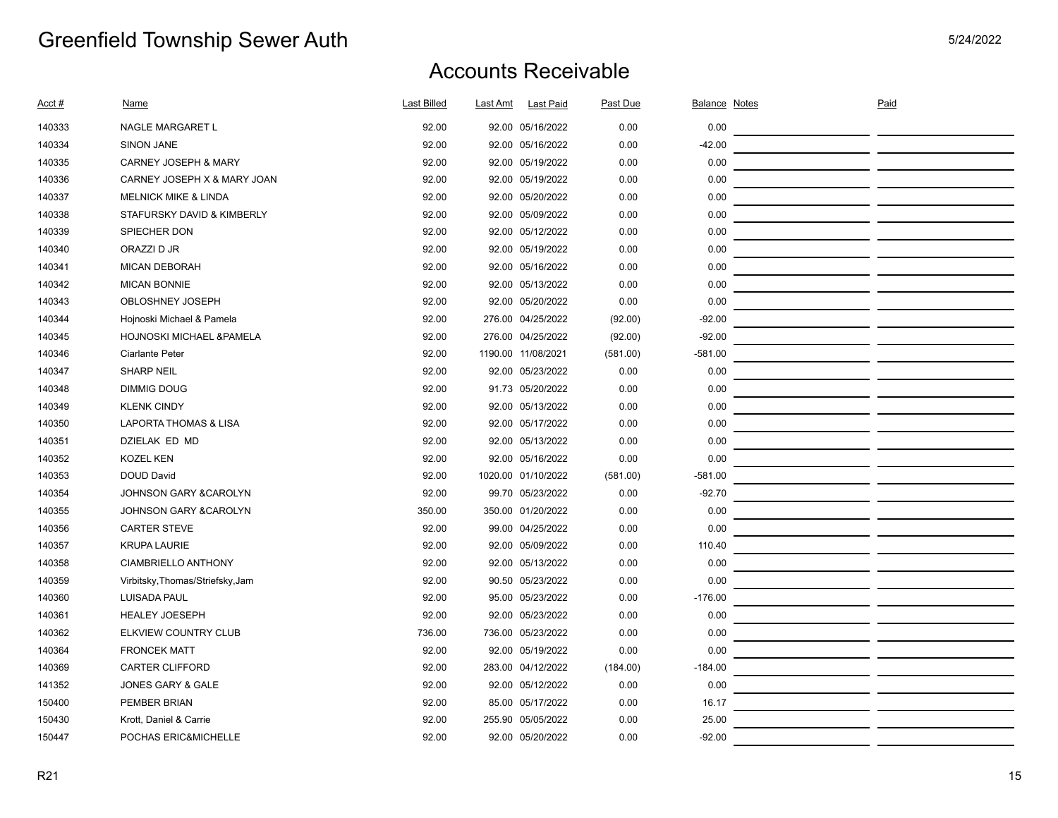# Greenfield Township Sewer Auth

5/24/2022

## Accounts Receivable

| Acct # | Name | Last Billed | Last Amt | Last Paid | Past Due | Balance | Notes | Paid |
|---|---|---|---|---|---|---|---|---|
| 140333 | NAGLE MARGARET L | 92.00 | 92.00 | 05/16/2022 | 0.00 | 0.00 | | |
| 140334 | SINON JANE | 92.00 | 92.00 | 05/16/2022 | 0.00 | -42.00 | | |
| 140335 | CARNEY JOSEPH & MARY | 92.00 | 92.00 | 05/19/2022 | 0.00 | 0.00 | | |
| 140336 | CARNEY JOSEPH X & MARY JOAN | 92.00 | 92.00 | 05/19/2022 | 0.00 | 0.00 | | |
| 140337 | MELNICK MIKE & LINDA | 92.00 | 92.00 | 05/20/2022 | 0.00 | 0.00 | | |
| 140338 | STAFURSKY DAVID & KIMBERLY | 92.00 | 92.00 | 05/09/2022 | 0.00 | 0.00 | | |
| 140339 | SPIECHER DON | 92.00 | 92.00 | 05/12/2022 | 0.00 | 0.00 | | |
| 140340 | ORAZZI D JR | 92.00 | 92.00 | 05/19/2022 | 0.00 | 0.00 | | |
| 140341 | MICAN DEBORAH | 92.00 | 92.00 | 05/16/2022 | 0.00 | 0.00 | | |
| 140342 | MICAN BONNIE | 92.00 | 92.00 | 05/13/2022 | 0.00 | 0.00 | | |
| 140343 | OBLOSHNEY JOSEPH | 92.00 | 92.00 | 05/20/2022 | 0.00 | 0.00 | | |
| 140344 | Hojnoski Michael & Pamela | 92.00 | 276.00 | 04/25/2022 | (92.00) | -92.00 | | |
| 140345 | HOJNOSKI MICHAEL &PAMELA | 92.00 | 276.00 | 04/25/2022 | (92.00) | -92.00 | | |
| 140346 | Ciarlante Peter | 92.00 | 1190.00 | 11/08/2021 | (581.00) | -581.00 | | |
| 140347 | SHARP NEIL | 92.00 | 92.00 | 05/23/2022 | 0.00 | 0.00 | | |
| 140348 | DIMMIG DOUG | 92.00 | 91.73 | 05/20/2022 | 0.00 | 0.00 | | |
| 140349 | KLENK CINDY | 92.00 | 92.00 | 05/13/2022 | 0.00 | 0.00 | | |
| 140350 | LAPORTA THOMAS & LISA | 92.00 | 92.00 | 05/17/2022 | 0.00 | 0.00 | | |
| 140351 | DZIELAK ED MD | 92.00 | 92.00 | 05/13/2022 | 0.00 | 0.00 | | |
| 140352 | KOZEL KEN | 92.00 | 92.00 | 05/16/2022 | 0.00 | 0.00 | | |
| 140353 | DOUD David | 92.00 | 1020.00 | 01/10/2022 | (581.00) | -581.00 | | |
| 140354 | JOHNSON GARY &CAROLYN | 92.00 | 99.70 | 05/23/2022 | 0.00 | -92.70 | | |
| 140355 | JOHNSON GARY &CAROLYN | 350.00 | 350.00 | 01/20/2022 | 0.00 | 0.00 | | |
| 140356 | CARTER STEVE | 92.00 | 99.00 | 04/25/2022 | 0.00 | 0.00 | | |
| 140357 | KRUPA LAURIE | 92.00 | 92.00 | 05/09/2022 | 0.00 | 110.40 | | |
| 140358 | CIAMBRIELLO ANTHONY | 92.00 | 92.00 | 05/13/2022 | 0.00 | 0.00 | | |
| 140359 | Virbitsky,Thomas/Striefsky,Jam | 92.00 | 90.50 | 05/23/2022 | 0.00 | 0.00 | | |
| 140360 | LUISADA PAUL | 92.00 | 95.00 | 05/23/2022 | 0.00 | -176.00 | | |
| 140361 | HEALEY JOESEPH | 92.00 | 92.00 | 05/23/2022 | 0.00 | 0.00 | | |
| 140362 | ELKVIEW COUNTRY CLUB | 736.00 | 736.00 | 05/23/2022 | 0.00 | 0.00 | | |
| 140364 | FRONCEK MATT | 92.00 | 92.00 | 05/19/2022 | 0.00 | 0.00 | | |
| 140369 | CARTER CLIFFORD | 92.00 | 283.00 | 04/12/2022 | (184.00) | -184.00 | | |
| 141352 | JONES GARY & GALE | 92.00 | 92.00 | 05/12/2022 | 0.00 | 0.00 | | |
| 150400 | PEMBER BRIAN | 92.00 | 85.00 | 05/17/2022 | 0.00 | 16.17 | | |
| 150430 | Krott, Daniel & Carrie | 92.00 | 255.90 | 05/05/2022 | 0.00 | 25.00 | | |
| 150447 | POCHAS ERIC&MICHELLE | 92.00 | 92.00 | 05/20/2022 | 0.00 | -92.00 | | |

R21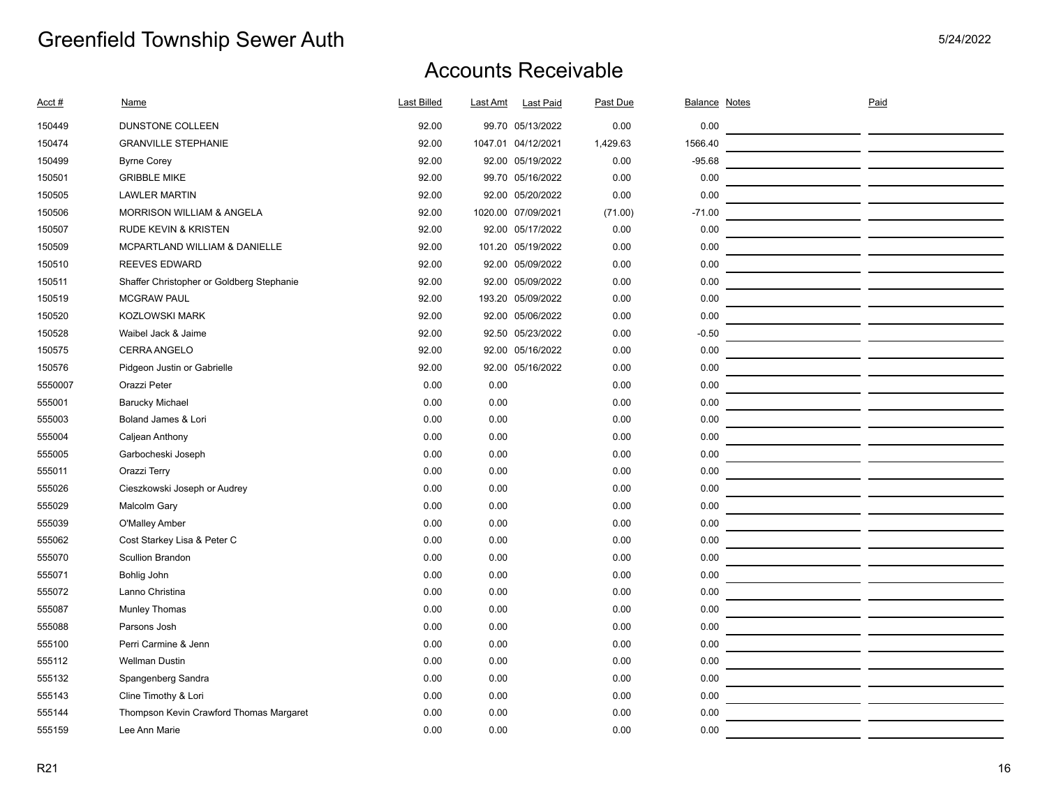# Greenfield Township Sewer Auth

5/24/2022

## Accounts Receivable

| Acct # | Name | Last Billed | Last Amt | Last Paid | Past Due | Balance | Notes | Paid |
|---|---|---|---|---|---|---|---|---|
| 150449 | DUNSTONE COLLEEN | 92.00 | 99.70 | 05/13/2022 | 0.00 | 0.00 | | |
| 150474 | GRANVILLE STEPHANIE | 92.00 | 1047.01 | 04/12/2021 | 1,429.63 | 1566.40 | | |
| 150499 | Byrne Corey | 92.00 | 92.00 | 05/19/2022 | 0.00 | -95.68 | | |
| 150501 | GRIBBLE MIKE | 92.00 | 99.70 | 05/16/2022 | 0.00 | 0.00 | | |
| 150505 | LAWLER MARTIN | 92.00 | 92.00 | 05/20/2022 | 0.00 | 0.00 | | |
| 150506 | MORRISON WILLIAM & ANGELA | 92.00 | 1020.00 | 07/09/2021 | (71.00) | -71.00 | | |
| 150507 | RUDE KEVIN & KRISTEN | 92.00 | 92.00 | 05/17/2022 | 0.00 | 0.00 | | |
| 150509 | MCPARTLAND WILLIAM & DANIELLE | 92.00 | 101.20 | 05/19/2022 | 0.00 | 0.00 | | |
| 150510 | REEVES EDWARD | 92.00 | 92.00 | 05/09/2022 | 0.00 | 0.00 | | |
| 150511 | Shaffer Christopher or Goldberg Stephanie | 92.00 | 92.00 | 05/09/2022 | 0.00 | 0.00 | | |
| 150519 | MCGRAW PAUL | 92.00 | 193.20 | 05/09/2022 | 0.00 | 0.00 | | |
| 150520 | KOZLOWSKI MARK | 92.00 | 92.00 | 05/06/2022 | 0.00 | 0.00 | | |
| 150528 | Waibel Jack & Jaime | 92.00 | 92.50 | 05/23/2022 | 0.00 | -0.50 | | |
| 150575 | CERRA ANGELO | 92.00 | 92.00 | 05/16/2022 | 0.00 | 0.00 | | |
| 150576 | Pidgeon Justin or Gabrielle | 92.00 | 92.00 | 05/16/2022 | 0.00 | 0.00 | | |
| 5550007 | Orazzi Peter | 0.00 | 0.00 | | 0.00 | 0.00 | | |
| 555001 | Barucky Michael | 0.00 | 0.00 | | 0.00 | 0.00 | | |
| 555003 | Boland James & Lori | 0.00 | 0.00 | | 0.00 | 0.00 | | |
| 555004 | Caljean Anthony | 0.00 | 0.00 | | 0.00 | 0.00 | | |
| 555005 | Garbocheski Joseph | 0.00 | 0.00 | | 0.00 | 0.00 | | |
| 555011 | Orazzi Terry | 0.00 | 0.00 | | 0.00 | 0.00 | | |
| 555026 | Cieszkowski Joseph or Audrey | 0.00 | 0.00 | | 0.00 | 0.00 | | |
| 555029 | Malcolm Gary | 0.00 | 0.00 | | 0.00 | 0.00 | | |
| 555039 | O'Malley Amber | 0.00 | 0.00 | | 0.00 | 0.00 | | |
| 555062 | Cost Starkey Lisa & Peter C | 0.00 | 0.00 | | 0.00 | 0.00 | | |
| 555070 | Scullion Brandon | 0.00 | 0.00 | | 0.00 | 0.00 | | |
| 555071 | Bohlig John | 0.00 | 0.00 | | 0.00 | 0.00 | | |
| 555072 | Lanno Christina | 0.00 | 0.00 | | 0.00 | 0.00 | | |
| 555087 | Munley Thomas | 0.00 | 0.00 | | 0.00 | 0.00 | | |
| 555088 | Parsons Josh | 0.00 | 0.00 | | 0.00 | 0.00 | | |
| 555100 | Perri Carmine & Jenn | 0.00 | 0.00 | | 0.00 | 0.00 | | |
| 555112 | Wellman Dustin | 0.00 | 0.00 | | 0.00 | 0.00 | | |
| 555132 | Spangenberg Sandra | 0.00 | 0.00 | | 0.00 | 0.00 | | |
| 555143 | Cline Timothy & Lori | 0.00 | 0.00 | | 0.00 | 0.00 | | |
| 555144 | Thompson Kevin Crawford Thomas Margaret | 0.00 | 0.00 | | 0.00 | 0.00 | | |
| 555159 | Lee Ann Marie | 0.00 | 0.00 | | 0.00 | 0.00 | | |

R21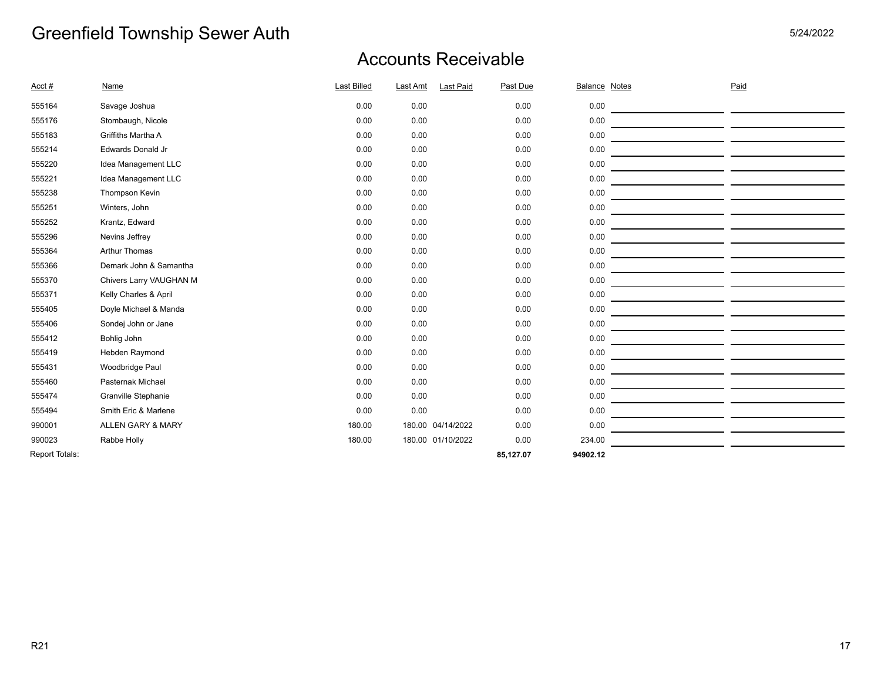# Greenfield Township Sewer Auth

5/24/2022

## Accounts Receivable

| Acct # | Name | Last Billed | Last Amt | Last Paid | Past Due | Balance | Notes | Paid |
|---|---|---|---|---|---|---|---|---|
| 555164 | Savage Joshua | 0.00 | 0.00 | | 0.00 | 0.00 | | |
| 555176 | Stombaugh, Nicole | 0.00 | 0.00 | | 0.00 | 0.00 | | |
| 555183 | Griffiths Martha A | 0.00 | 0.00 | | 0.00 | 0.00 | | |
| 555214 | Edwards Donald Jr | 0.00 | 0.00 | | 0.00 | 0.00 | | |
| 555220 | Idea Management LLC | 0.00 | 0.00 | | 0.00 | 0.00 | | |
| 555221 | Idea Management LLC | 0.00 | 0.00 | | 0.00 | 0.00 | | |
| 555238 | Thompson Kevin | 0.00 | 0.00 | | 0.00 | 0.00 | | |
| 555251 | Winters, John | 0.00 | 0.00 | | 0.00 | 0.00 | | |
| 555252 | Krantz, Edward | 0.00 | 0.00 | | 0.00 | 0.00 | | |
| 555296 | Nevins Jeffrey | 0.00 | 0.00 | | 0.00 | 0.00 | | |
| 555364 | Arthur Thomas | 0.00 | 0.00 | | 0.00 | 0.00 | | |
| 555366 | Demark John & Samantha | 0.00 | 0.00 | | 0.00 | 0.00 | | |
| 555370 | Chivers Larry VAUGHAN M | 0.00 | 0.00 | | 0.00 | 0.00 | | |
| 555371 | Kelly Charles & April | 0.00 | 0.00 | | 0.00 | 0.00 | | |
| 555405 | Doyle Michael & Manda | 0.00 | 0.00 | | 0.00 | 0.00 | | |
| 555406 | Sondej John or Jane | 0.00 | 0.00 | | 0.00 | 0.00 | | |
| 555412 | Bohlig John | 0.00 | 0.00 | | 0.00 | 0.00 | | |
| 555419 | Hebden Raymond | 0.00 | 0.00 | | 0.00 | 0.00 | | |
| 555431 | Woodbridge Paul | 0.00 | 0.00 | | 0.00 | 0.00 | | |
| 555460 | Pasternak Michael | 0.00 | 0.00 | | 0.00 | 0.00 | | |
| 555474 | Granville Stephanie | 0.00 | 0.00 | | 0.00 | 0.00 | | |
| 555494 | Smith Eric & Marlene | 0.00 | 0.00 | | 0.00 | 0.00 | | |
| 990001 | ALLEN GARY & MARY | 180.00 | 180.00 | 04/14/2022 | 0.00 | 0.00 | | |
| 990023 | Rabbe Holly | 180.00 | 180.00 | 01/10/2022 | 0.00 | 234.00 | | |
| Report Totals: | | | | | **85,127.07** | **94902.12** | | |

R21